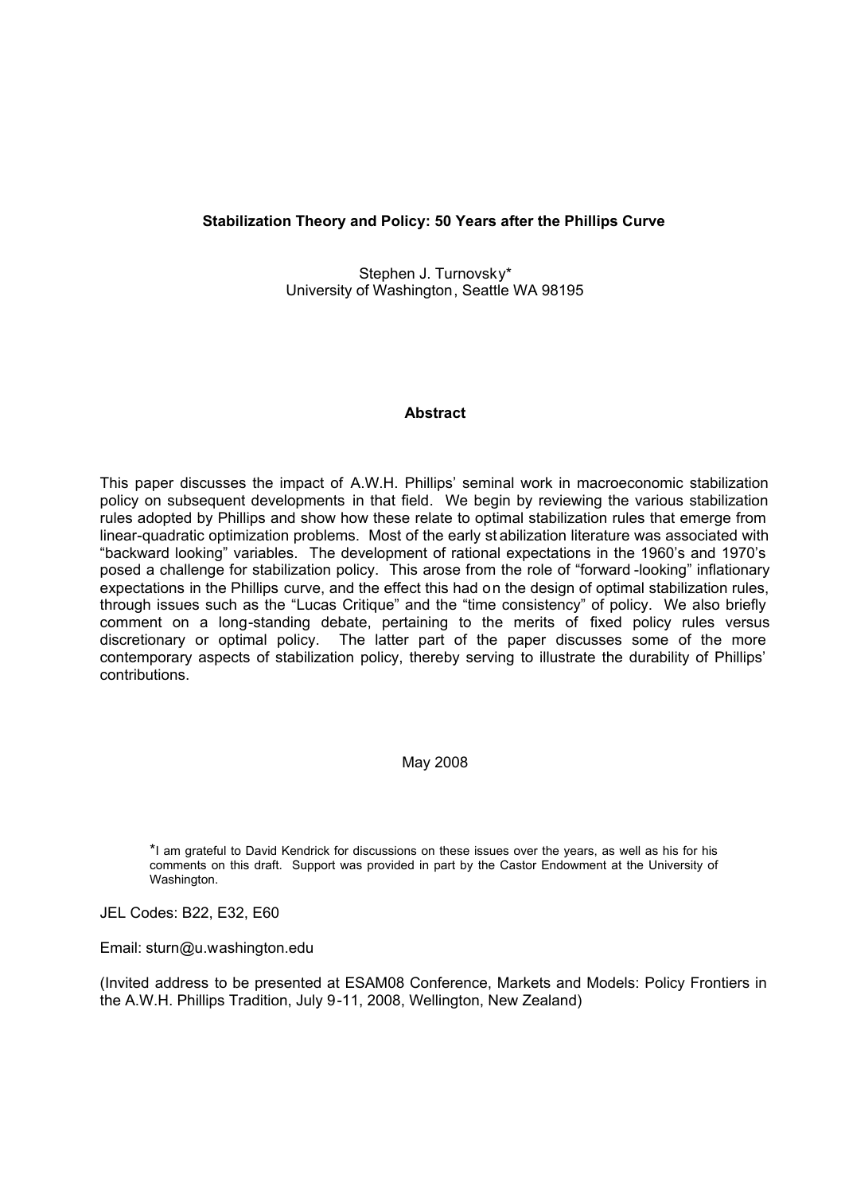# Stabilization Theory and Policy: 50 Years after the Phillips Curve

Stephen J. Turnovsky*
University of Washington, Seattle WA 98195

## Abstract

This paper discusses the impact of A.W.H. Phillips' seminal work in macroeconomic stabilization policy on subsequent developments in that field. We begin by reviewing the various stabilization rules adopted by Phillips and show how these relate to optimal stabilization rules that emerge from linear-quadratic optimization problems. Most of the early stabilization literature was associated with "backward looking" variables. The development of rational expectations in the 1960's and 1970's posed a challenge for stabilization policy. This arose from the role of "forward-looking" inflationary expectations in the Phillips curve, and the effect this had on the design of optimal stabilization rules, through issues such as the "Lucas Critique" and the "time consistency" of policy. We also briefly comment on a long-standing debate, pertaining to the merits of fixed policy rules versus discretionary or optimal policy. The latter part of the paper discusses some of the more contemporary aspects of stabilization policy, thereby serving to illustrate the durability of Phillips' contributions.

May 2008

*I am grateful to David Kendrick for discussions on these issues over the years, as well as his for his comments on this draft. Support was provided in part by the Castor Endowment at the University of Washington.

JEL Codes: B22, E32, E60

Email: sturn@u.washington.edu

(Invited address to be presented at ESAM08 Conference, Markets and Models: Policy Frontiers in the A.W.H. Phillips Tradition, July 9-11, 2008, Wellington, New Zealand)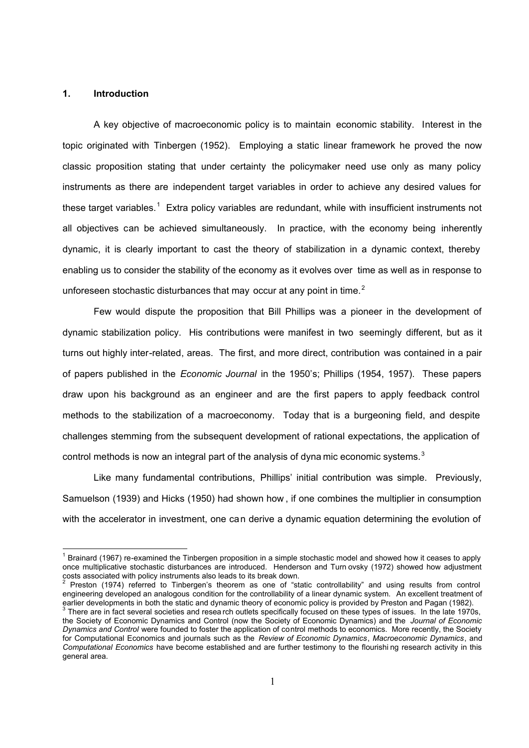## 1. Introduction

A key objective of macroeconomic policy is to maintain economic stability. Interest in the topic originated with Tinbergen (1952). Employing a static linear framework he proved the now classic proposition stating that under certainty the policymaker need use only as many policy instruments as there are independent target variables in order to achieve any desired values for these target variables.[1] Extra policy variables are redundant, while with insufficient instruments not all objectives can be achieved simultaneously. In practice, with the economy being inherently dynamic, it is clearly important to cast the theory of stabilization in a dynamic context, thereby enabling us to consider the stability of the economy as it evolves over time as well as in response to unforeseen stochastic disturbances that may occur at any point in time.[2]

Few would dispute the proposition that Bill Phillips was a pioneer in the development of dynamic stabilization policy. His contributions were manifest in two seemingly different, but as it turns out highly inter-related, areas. The first, and more direct, contribution was contained in a pair of papers published in the *Economic Journal* in the 1950's; Phillips (1954, 1957). These papers draw upon his background as an engineer and are the first papers to apply feedback control methods to the stabilization of a macroeconomy. Today that is a burgeoning field, and despite challenges stemming from the subsequent development of rational expectations, the application of control methods is now an integral part of the analysis of dynamic economic systems.[3]

Like many fundamental contributions, Phillips' initial contribution was simple. Previously, Samuelson (1939) and Hicks (1950) had shown how, if one combines the multiplier in consumption with the accelerator in investment, one can derive a dynamic equation determining the evolution of

---

[1] Brainard (1967) re-examined the Tinbergen proposition in a simple stochastic model and showed how it ceases to apply once multiplicative stochastic disturbances are introduced. Henderson and Turnovsky (1972) showed how adjustment costs associated with policy instruments also leads to its break down.

[2] Preston (1974) referred to Tinbergen's theorem as one of "static controllability" and using results from control engineering developed an analogous condition for the controllability of a linear dynamic system. An excellent treatment of earlier developments in both the static and dynamic theory of economic policy is provided by Preston and Pagan (1982).

[3] There are in fact several societies and research outlets specifically focused on these types of issues. In the late 1970s, the Society of Economic Dynamics and Control (now the Society of Economic Dynamics) and the *Journal of Economic Dynamics and Control* were founded to foster the application of control methods to economics. More recently, the Society for Computational Economics and journals such as the *Review of Economic Dynamics*, *Macroeconomic Dynamics*, and *Computational Economics* have become established and are further testimony to the flourishing research activity in this general area.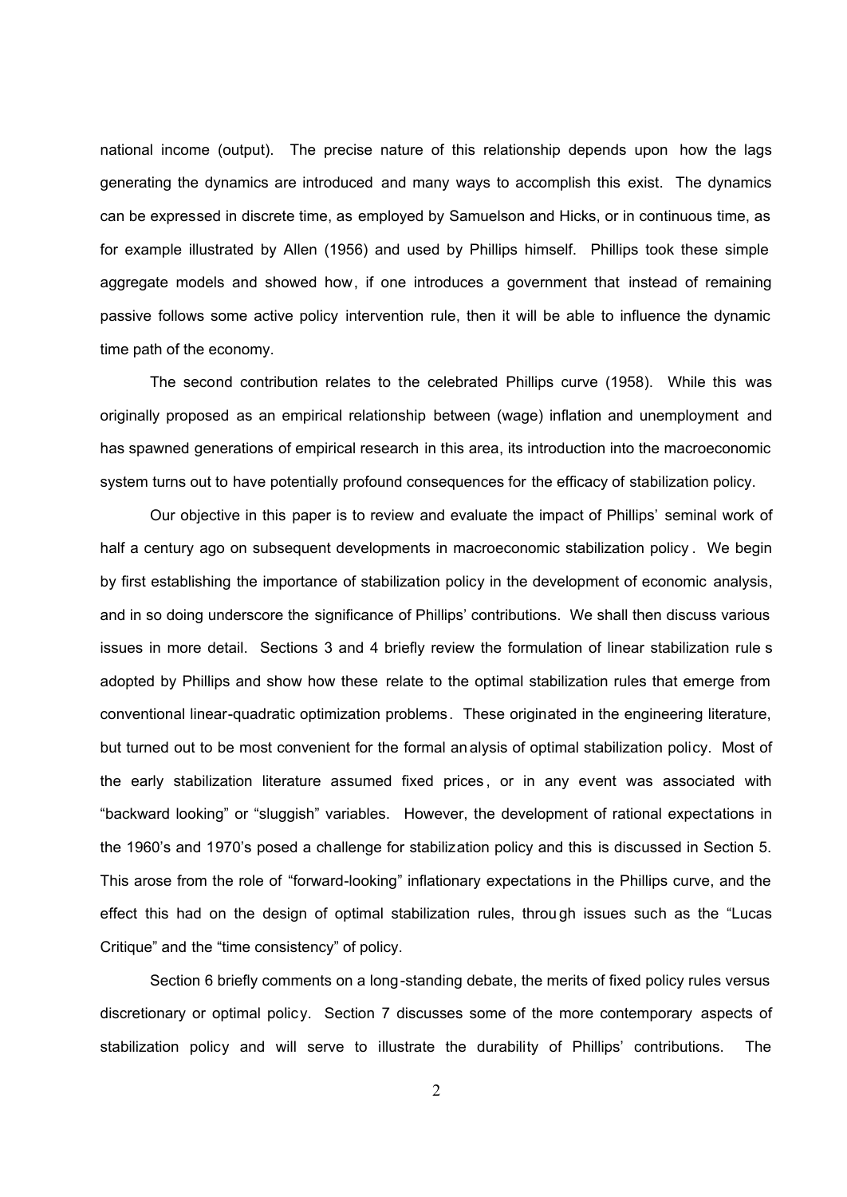national income (output). The precise nature of this relationship depends upon how the lags generating the dynamics are introduced and many ways to accomplish this exist. The dynamics can be expressed in discrete time, as employed by Samuelson and Hicks, or in continuous time, as for example illustrated by Allen (1956) and used by Phillips himself. Phillips took these simple aggregate models and showed how, if one introduces a government that instead of remaining passive follows some active policy intervention rule, then it will be able to influence the dynamic time path of the economy.

The second contribution relates to the celebrated Phillips curve (1958). While this was originally proposed as an empirical relationship between (wage) inflation and unemployment and has spawned generations of empirical research in this area, its introduction into the macroeconomic system turns out to have potentially profound consequences for the efficacy of stabilization policy.

Our objective in this paper is to review and evaluate the impact of Phillips' seminal work of half a century ago on subsequent developments in macroeconomic stabilization policy. We begin by first establishing the importance of stabilization policy in the development of economic analysis, and in so doing underscore the significance of Phillips' contributions. We shall then discuss various issues in more detail. Sections 3 and 4 briefly review the formulation of linear stabilization rules adopted by Phillips and show how these relate to the optimal stabilization rules that emerge from conventional linear-quadratic optimization problems. These originated in the engineering literature, but turned out to be most convenient for the formal analysis of optimal stabilization policy. Most of the early stabilization literature assumed fixed prices, or in any event was associated with "backward looking" or "sluggish" variables. However, the development of rational expectations in the 1960's and 1970's posed a challenge for stabilization policy and this is discussed in Section 5. This arose from the role of "forward-looking" inflationary expectations in the Phillips curve, and the effect this had on the design of optimal stabilization rules, through issues such as the "Lucas Critique" and the "time consistency" of policy.

Section 6 briefly comments on a long-standing debate, the merits of fixed policy rules versus discretionary or optimal policy. Section 7 discusses some of the more contemporary aspects of stabilization policy and will serve to illustrate the durability of Phillips' contributions. The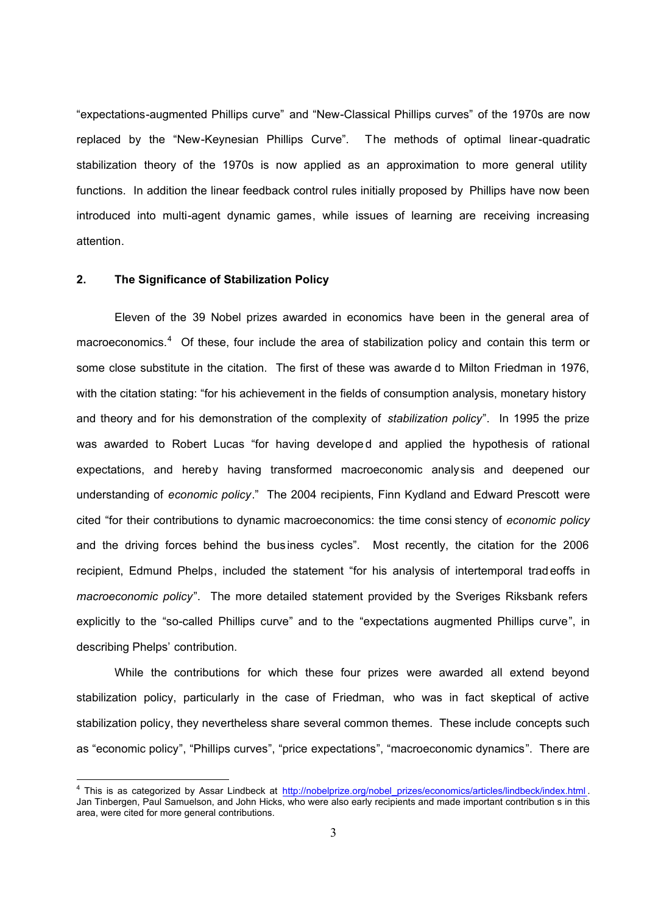"expectations-augmented Phillips curve" and "New-Classical Phillips curves" of the 1970s are now replaced by the "New-Keynesian Phillips Curve". The methods of optimal linear-quadratic stabilization theory of the 1970s is now applied as an approximation to more general utility functions. In addition the linear feedback control rules initially proposed by Phillips have now been introduced into multi-agent dynamic games, while issues of learning are receiving increasing attention.

## 2. The Significance of Stabilization Policy

Eleven of the 39 Nobel prizes awarded in economics have been in the general area of macroeconomics.[4] Of these, four include the area of stabilization policy and contain this term or some close substitute in the citation. The first of these was awarded to Milton Friedman in 1976, with the citation stating: "for his achievement in the fields of consumption analysis, monetary history and theory and for his demonstration of the complexity of *stabilization policy*". In 1995 the prize was awarded to Robert Lucas "for having developed and applied the hypothesis of rational expectations, and hereby having transformed macroeconomic analysis and deepened our understanding of *economic policy*." The 2004 recipients, Finn Kydland and Edward Prescott were cited "for their contributions to dynamic macroeconomics: the time consistency of *economic policy* and the driving forces behind the business cycles". Most recently, the citation for the 2006 recipient, Edmund Phelps, included the statement "for his analysis of intertemporal tradeoffs in *macroeconomic policy*". The more detailed statement provided by the Sveriges Riksbank refers explicitly to the "so-called Phillips curve" and to the "expectations augmented Phillips curve", in describing Phelps' contribution.

While the contributions for which these four prizes were awarded all extend beyond stabilization policy, particularly in the case of Friedman, who was in fact skeptical of active stabilization policy, they nevertheless share several common themes. These include concepts such as "economic policy", "Phillips curves", "price expectations", "macroeconomic dynamics". There are

[4] This is as categorized by Assar Lindbeck at http://nobelprize.org/nobel_prizes/economics/articles/lindbeck/index.html. Jan Tinbergen, Paul Samuelson, and John Hicks, who were also early recipients and made important contributions in this area, were cited for more general contributions.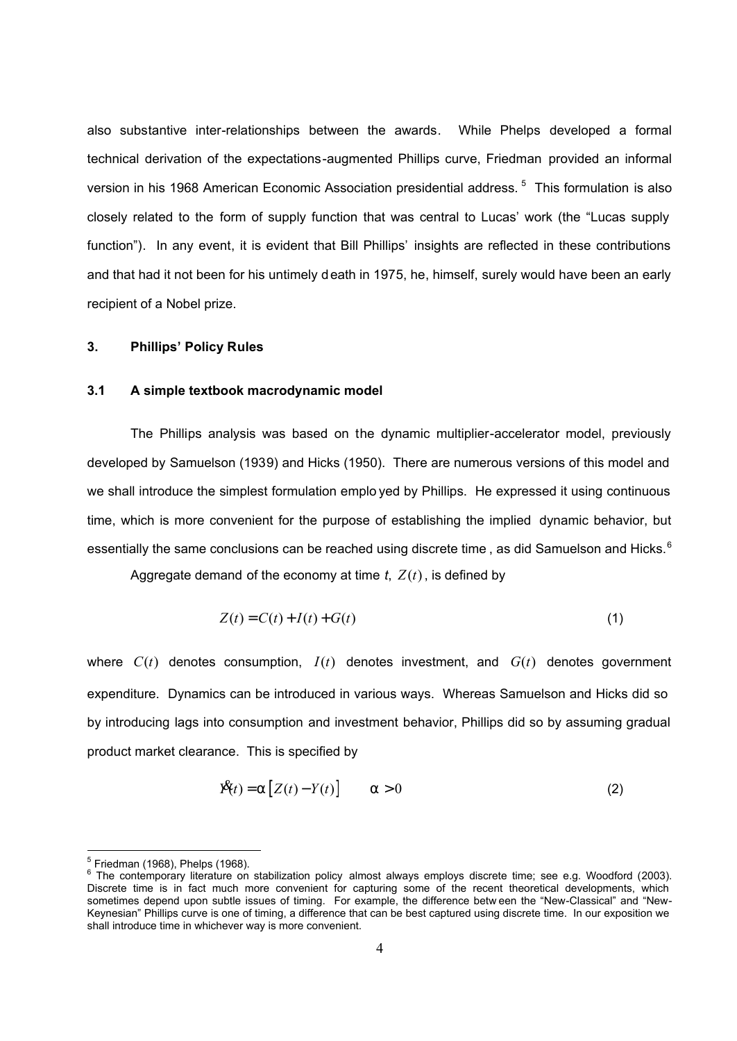also substantive inter-relationships between the awards. While Phelps developed a formal technical derivation of the expectations-augmented Phillips curve, Friedman provided an informal version in his 1968 American Economic Association presidential address.[5] This formulation is also closely related to the form of supply function that was central to Lucas' work (the "Lucas supply function"). In any event, it is evident that Bill Phillips' insights are reflected in these contributions and that had it not been for his untimely death in 1975, he, himself, surely would have been an early recipient of a Nobel prize.

### 3. Phillips' Policy Rules

### 3.1 A simple textbook macrodynamic model

The Phillips analysis was based on the dynamic multiplier-accelerator model, previously developed by Samuelson (1939) and Hicks (1950). There are numerous versions of this model and we shall introduce the simplest formulation employed by Phillips. He expressed it using continuous time, which is more convenient for the purpose of establishing the implied dynamic behavior, but essentially the same conclusions can be reached using discrete time, as did Samuelson and Hicks.[6]

Aggregate demand of the economy at time *t*, $Z(t)$, is defined by

$$Z(t) = C(t) + I(t) + G(t) \tag{1}$$

where $C(t)$ denotes consumption, $I(t)$ denotes investment, and $G(t)$ denotes government expenditure. Dynamics can be introduced in various ways. Whereas Samuelson and Hicks did so by introducing lags into consumption and investment behavior, Phillips did so by assuming gradual product market clearance. This is specified by

$$\dot{Y}(t) = \alpha\left[Z(t) - Y(t)\right] \qquad \alpha > 0 \tag{2}$$

---

[5] Friedman (1968), Phelps (1968).

[6] The contemporary literature on stabilization policy almost always employs discrete time; see e.g. Woodford (2003). Discrete time is in fact much more convenient for capturing some of the recent theoretical developments, which sometimes depend upon subtle issues of timing. For example, the difference between the "New-Classical" and "New-Keynesian" Phillips curve is one of timing, a difference that can be best captured using discrete time. In our exposition we shall introduce time in whichever way is more convenient.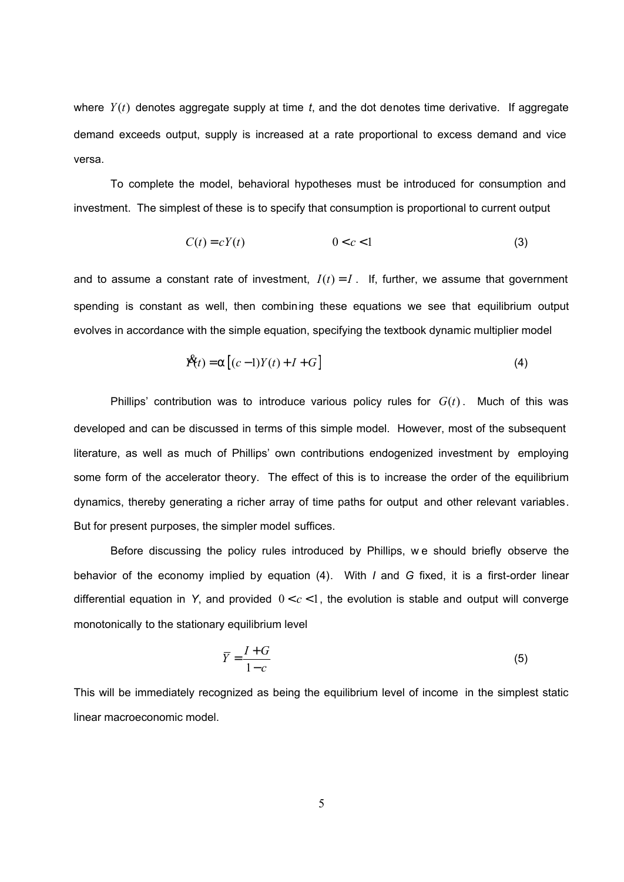where $Y(t)$ denotes aggregate supply at time *t*, and the dot denotes time derivative. If aggregate demand exceeds output, supply is increased at a rate proportional to excess demand and vice versa.

To complete the model, behavioral hypotheses must be introduced for consumption and investment. The simplest of these is to specify that consumption is proportional to current output

$$C(t) = cY(t) \qquad\qquad 0 < c < 1 \tag{3}$$

and to assume a constant rate of investment, $I(t) = I$. If, further, we assume that government spending is constant as well, then combining these equations we see that equilibrium output evolves in accordance with the simple equation, specifying the textbook dynamic multiplier model

$$\dot{Y}(t) = \alpha\left[(c-1)Y(t) + I + G\right] \tag{4}$$

Phillips' contribution was to introduce various policy rules for $G(t)$. Much of this was developed and can be discussed in terms of this simple model. However, most of the subsequent literature, as well as much of Phillips' own contributions endogenized investment by employing some form of the accelerator theory. The effect of this is to increase the order of the equilibrium dynamics, thereby generating a richer array of time paths for output and other relevant variables. But for present purposes, the simpler model suffices.

Before discussing the policy rules introduced by Phillips, we should briefly observe the behavior of the economy implied by equation (4). With *I* and *G* fixed, it is a first-order linear differential equation in *Y*, and provided $0 < c < 1$, the evolution is stable and output will converge monotonically to the stationary equilibrium level

$$\bar{Y} = \frac{I + G}{1 - c} \tag{5}$$

This will be immediately recognized as being the equilibrium level of income in the simplest static linear macroeconomic model.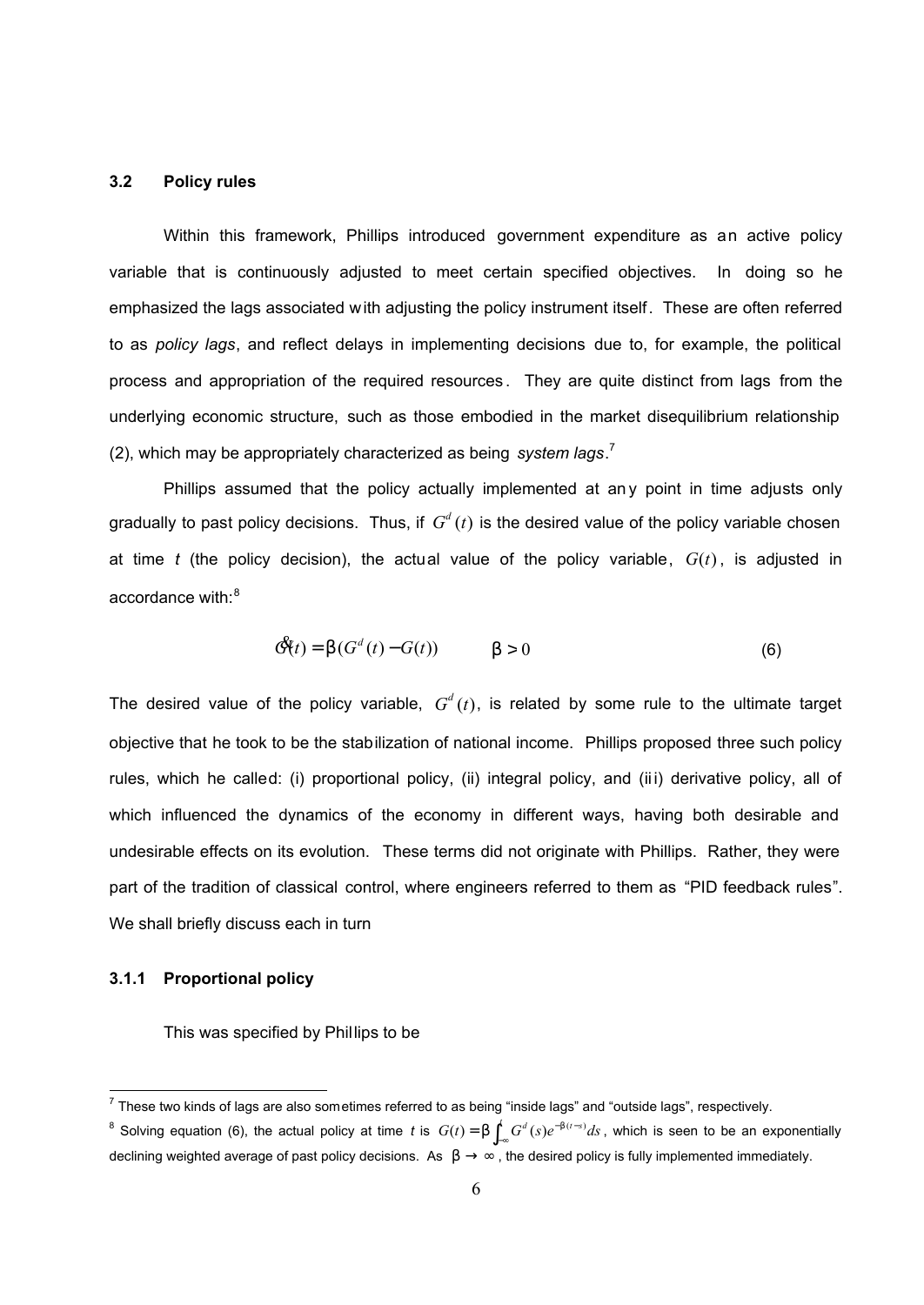### 3.2 Policy rules

Within this framework, Phillips introduced government expenditure as an active policy variable that is continuously adjusted to meet certain specified objectives. In doing so he emphasized the lags associated with adjusting the policy instrument itself. These are often referred to as *policy lags*, and reflect delays in implementing decisions due to, for example, the political process and appropriation of the required resources. They are quite distinct from lags from the underlying economic structure, such as those embodied in the market disequilibrium relationship (2), which may be appropriately characterized as being *system lags*.[7]

Phillips assumed that the policy actually implemented at any point in time adjusts only gradually to past policy decisions. Thus, if $G^d(t)$ is the desired value of the policy variable chosen at time $t$ (the policy decision), the actual value of the policy variable, $G(t)$, is adjusted in accordance with:[8]

$$\dot{G}(t) = \beta(G^d(t) - G(t)) \qquad \beta > 0 \tag{6}$$

The desired value of the policy variable, $G^d(t)$, is related by some rule to the ultimate target objective that he took to be the stabilization of national income. Phillips proposed three such policy rules, which he called: (i) proportional policy, (ii) integral policy, and (iii) derivative policy, all of which influenced the dynamics of the economy in different ways, having both desirable and undesirable effects on its evolution. These terms did not originate with Phillips. Rather, they were part of the tradition of classical control, where engineers referred to them as "PID feedback rules". We shall briefly discuss each in turn

#### 3.1.1 Proportional policy

This was specified by Phillips to be

---

[7] These two kinds of lags are also sometimes referred to as being "inside lags" and "outside lags", respectively.

[8] Solving equation (6), the actual policy at time $t$ is $G(t) = \beta\int_{-\infty}^{t} G^d(s)e^{-\beta(t-s)}ds$, which is seen to be an exponentially declining weighted average of past policy decisions. As $\beta \to \infty$, the desired policy is fully implemented immediately.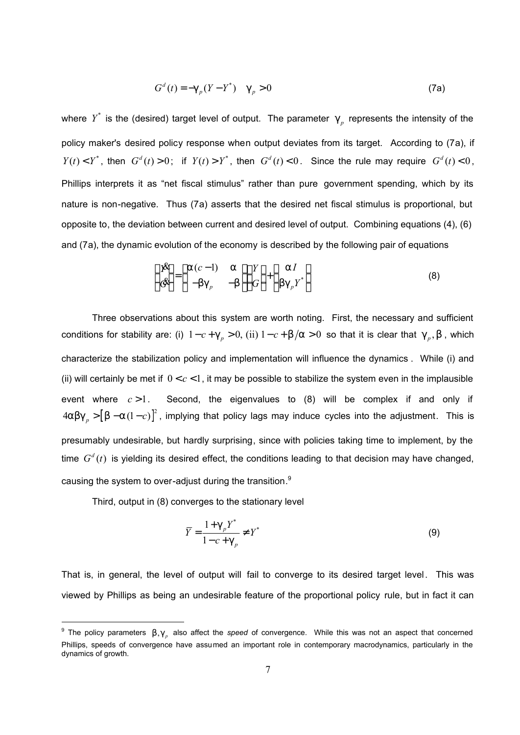$$G^d(t) = -\gamma_p (Y - Y^*) \quad \gamma_p > 0 \tag{7a}$$

where $Y^*$ is the (desired) target level of output. The parameter $\gamma_p$ represents the intensity of the policy maker's desired policy response when output deviates from its target. According to (7a), if $Y(t) < Y^*$, then $G^d(t) > 0$; if $Y(t) > Y^*$, then $G^d(t) < 0$. Since the rule may require $G^d(t) < 0$, Phillips interprets it as "net fiscal stimulus" rather than pure government spending, which by its nature is non-negative. Thus (7a) asserts that the desired net fiscal stimulus is proportional, but opposite to, the deviation between current and desired level of output. Combining equations (4), (6) and (7a), the dynamic evolution of the economy is described by the following pair of equations

$$\begin{pmatrix} \dot{Y} \\ \dot{G} \end{pmatrix} = \begin{pmatrix} \alpha(c-1) & \alpha \\ -\beta\gamma_p & -\beta \end{pmatrix} \begin{pmatrix} Y \\ G \end{pmatrix} + \begin{pmatrix} \alpha I \\ \beta\gamma_p Y^* \end{pmatrix} \tag{8}$$

Three observations about this system are worth noting. First, the necessary and sufficient conditions for stability are: (i) $1 - c + \gamma_p > 0$, (ii) $1 - c + \beta/\alpha > 0$ so that it is clear that $\gamma_p, \beta$, which characterize the stabilization policy and implementation will influence the dynamics. While (i) and (ii) will certainly be met if $0 < c < 1$, it may be possible to stabilize the system even in the implausible event where $c > 1$. Second, the eigenvalues to (8) will be complex if and only if $4\alpha\beta\gamma_p > [\beta - \alpha(1-c)]^2$, implying that policy lags may induce cycles into the adjustment. This is presumably undesirable, but hardly surprising, since with policies taking time to implement, by the time $G^d(t)$ is yielding its desired effect, the conditions leading to that decision may have changed, causing the system to over-adjust during the transition.[9]

Third, output in (8) converges to the stationary level

$$\bar{Y} = \frac{1 + \gamma_p Y^*}{1 - c + \gamma_p} \neq Y^* \tag{9}$$

That is, in general, the level of output will fail to converge to its desired target level. This was viewed by Phillips as being an undesirable feature of the proportional policy rule, but in fact it can

[9] The policy parameters $\beta, \gamma_p$ also affect the *speed* of convergence. While this was not an aspect that concerned Phillips, speeds of convergence have assumed an important role in contemporary macrodynamics, particularly in the dynamics of growth.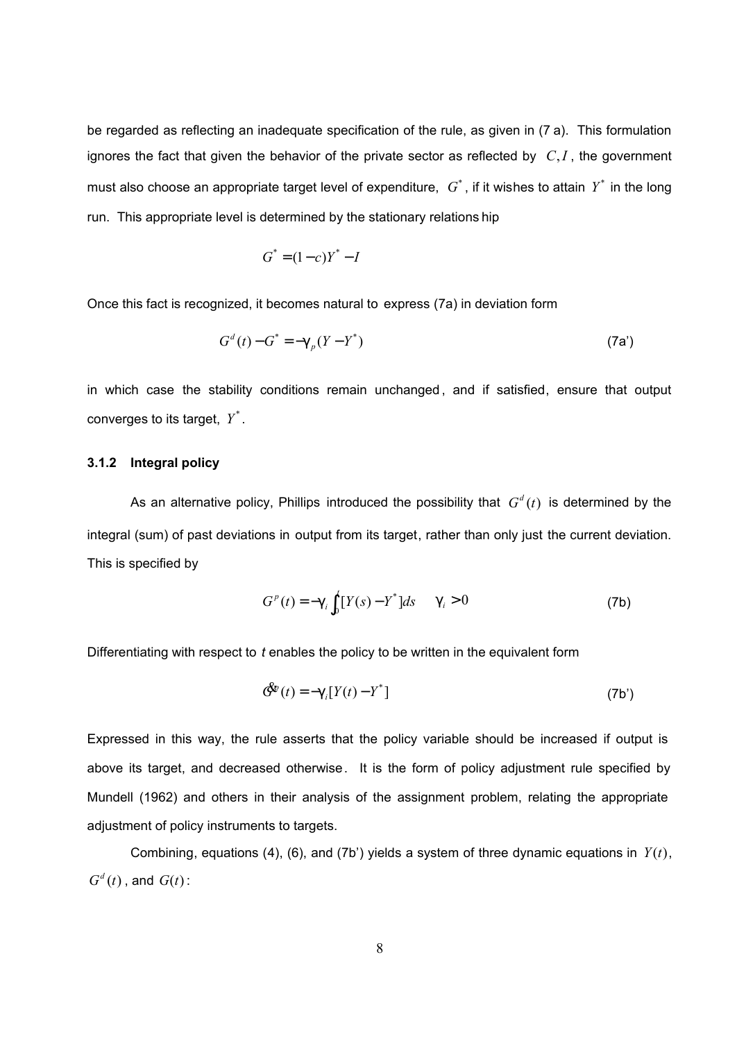be regarded as reflecting an inadequate specification of the rule, as given in (7 a). This formulation ignores the fact that given the behavior of the private sector as reflected by $C, I$, the government must also choose an appropriate target level of expenditure, $G^*$, if it wishes to attain $Y^*$ in the long run. This appropriate level is determined by the stationary relationship

$$G^* = (1-c)Y^* - I$$

Once this fact is recognized, it becomes natural to express (7a) in deviation form

$$G^d(t) - G^* = -\gamma_p (Y - Y^*) \tag{7a'}$$

in which case the stability conditions remain unchanged, and if satisfied, ensure that output converges to its target, $Y^*$.

### 3.1.2 Integral policy

As an alternative policy, Phillips introduced the possibility that $G^d(t)$ is determined by the integral (sum) of past deviations in output from its target, rather than only just the current deviation. This is specified by

$$G^p(t) = -\gamma_i \int_0^t [Y(s) - Y^*] ds \qquad \gamma_i > 0 \tag{7b}$$

Differentiating with respect to *t* enables the policy to be written in the equivalent form

$$\dot{G}^p(t) = -\gamma_i [Y(t) - Y^*] \tag{7b'}$$

Expressed in this way, the rule asserts that the policy variable should be increased if output is above its target, and decreased otherwise. It is the form of policy adjustment rule specified by Mundell (1962) and others in their analysis of the assignment problem, relating the appropriate adjustment of policy instruments to targets.

Combining, equations (4), (6), and (7b') yields a system of three dynamic equations in $Y(t)$, $G^d(t)$, and $G(t)$: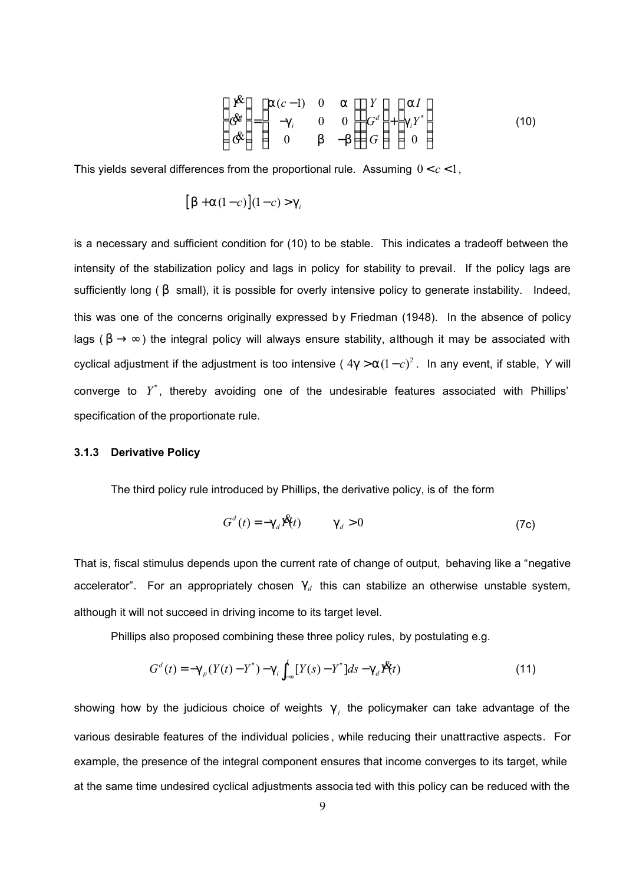$$\begin{pmatrix} \dot{Y} \\ \dot{G}^d \\ \dot{G} \end{pmatrix} = \begin{pmatrix} \alpha(c-1) & 0 & \alpha \\ -\gamma_i & 0 & 0 \\ 0 & \beta & -\beta \end{pmatrix} \begin{pmatrix} Y \\ G^d \\ G \end{pmatrix} + \begin{pmatrix} \alpha I \\ \gamma_i Y^* \\ 0 \end{pmatrix} \tag{10}$$

This yields several differences from the proportional rule. Assuming $0 < c < 1$,

$$\left[\beta + \alpha(1-c)\right](1-c) > \gamma_i$$

is a necessary and sufficient condition for (10) to be stable. This indicates a tradeoff between the intensity of the stabilization policy and lags in policy for stability to prevail. If the policy lags are sufficiently long ($\beta$ small), it is possible for overly intensive policy to generate instability. Indeed, this was one of the concerns originally expressed by Friedman (1948). In the absence of policy lags ($\beta \to \infty$) the integral policy will always ensure stability, although it may be associated with cyclical adjustment if the adjustment is too intensive ($4\gamma > \alpha(1-c)^2$. In any event, if stable, $Y$ will converge to $Y^*$, thereby avoiding one of the undesirable features associated with Phillips' specification of the proportionate rule.

### 3.1.3 Derivative Policy

The third policy rule introduced by Phillips, the derivative policy, is of the form

$$G^d(t) = -\gamma_d \dot{Y}(t) \qquad \gamma_d > 0 \tag{7c}$$

That is, fiscal stimulus depends upon the current rate of change of output, behaving like a "negative accelerator". For an appropriately chosen $\gamma_d$ this can stabilize an otherwise unstable system, although it will not succeed in driving income to its target level.

Phillips also proposed combining these three policy rules, by postulating e.g.

$$G^d(t) = -\gamma_p(Y(t) - Y^*) - \gamma_i \int_{-\infty}^{t} [Y(s) - Y^*]ds - \gamma_d \dot{Y}(t) \tag{11}$$

showing how by the judicious choice of weights $\gamma_j$ the policymaker can take advantage of the various desirable features of the individual policies, while reducing their unattractive aspects. For example, the presence of the integral component ensures that income converges to its target, while at the same time undesired cyclical adjustments associated with this policy can be reduced with the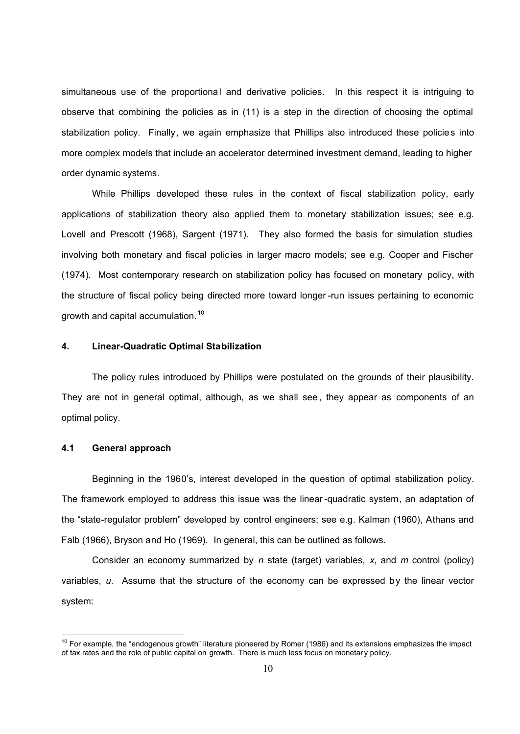simultaneous use of the proportional and derivative policies. In this respect it is intriguing to observe that combining the policies as in (11) is a step in the direction of choosing the optimal stabilization policy. Finally, we again emphasize that Phillips also introduced these policies into more complex models that include an accelerator determined investment demand, leading to higher order dynamic systems.

While Phillips developed these rules in the context of fiscal stabilization policy, early applications of stabilization theory also applied them to monetary stabilization issues; see e.g. Lovell and Prescott (1968), Sargent (1971). They also formed the basis for simulation studies involving both monetary and fiscal policies in larger macro models; see e.g. Cooper and Fischer (1974). Most contemporary research on stabilization policy has focused on monetary policy, with the structure of fiscal policy being directed more toward longer-run issues pertaining to economic growth and capital accumulation.[10]

## 4. Linear-Quadratic Optimal Stabilization

The policy rules introduced by Phillips were postulated on the grounds of their plausibility. They are not in general optimal, although, as we shall see, they appear as components of an optimal policy.

### 4.1 General approach

Beginning in the 1960's, interest developed in the question of optimal stabilization policy. The framework employed to address this issue was the linear-quadratic system, an adaptation of the "state-regulator problem" developed by control engineers; see e.g. Kalman (1960), Athans and Falb (1966), Bryson and Ho (1969). In general, this can be outlined as follows.

Consider an economy summarized by $n$ state (target) variables, $x$, and $m$ control (policy) variables, $u$. Assume that the structure of the economy can be expressed by the linear vector system:

---

[10] For example, the "endogenous growth" literature pioneered by Romer (1986) and its extensions emphasizes the impact of tax rates and the role of public capital on growth. There is much less focus on monetary policy.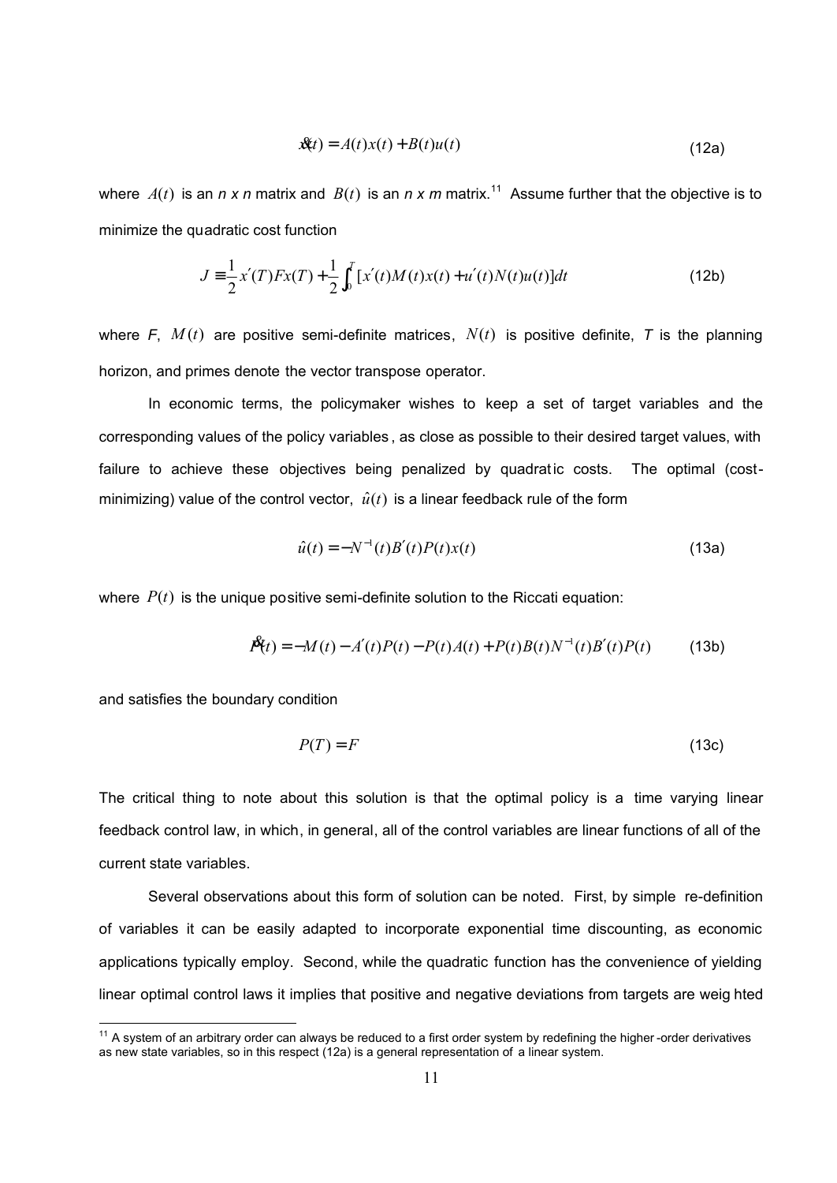$$\dot{x}(t) = A(t)x(t) + B(t)u(t) \tag{12a}$$

where $A(t)$ is an *n x n* matrix and $B(t)$ is an *n x m* matrix.[11] Assume further that the objective is to minimize the quadratic cost function

$$J \equiv \frac{1}{2}x'(T)Fx(T) + \frac{1}{2}\int_0^T [x'(t)M(t)x(t) + u'(t)N(t)u(t)]dt \tag{12b}$$

where *F*, $M(t)$ are positive semi-definite matrices, $N(t)$ is positive definite, *T* is the planning horizon, and primes denote the vector transpose operator.

In economic terms, the policymaker wishes to keep a set of target variables and the corresponding values of the policy variables, as close as possible to their desired target values, with failure to achieve these objectives being penalized by quadratic costs. The optimal (cost-minimizing) value of the control vector, $\hat{u}(t)$ is a linear feedback rule of the form

$$\hat{u}(t) = -N^{-1}(t)B'(t)P(t)x(t) \tag{13a}$$

where $P(t)$ is the unique positive semi-definite solution to the Riccati equation:

$$\dot{P}(t) = -M(t) - A'(t)P(t) - P(t)A(t) + P(t)B(t)N^{-1}(t)B'(t)P(t) \tag{13b}$$

and satisfies the boundary condition

$$P(T) = F \tag{13c}$$

The critical thing to note about this solution is that the optimal policy is a time varying linear feedback control law, in which, in general, all of the control variables are linear functions of all of the current state variables.

Several observations about this form of solution can be noted. First, by simple re-definition of variables it can be easily adapted to incorporate exponential time discounting, as economic applications typically employ. Second, while the quadratic function has the convenience of yielding linear optimal control laws it implies that positive and negative deviations from targets are weighted

[11] A system of an arbitrary order can always be reduced to a first order system by redefining the higher-order derivatives as new state variables, so in this respect (12a) is a general representation of a linear system.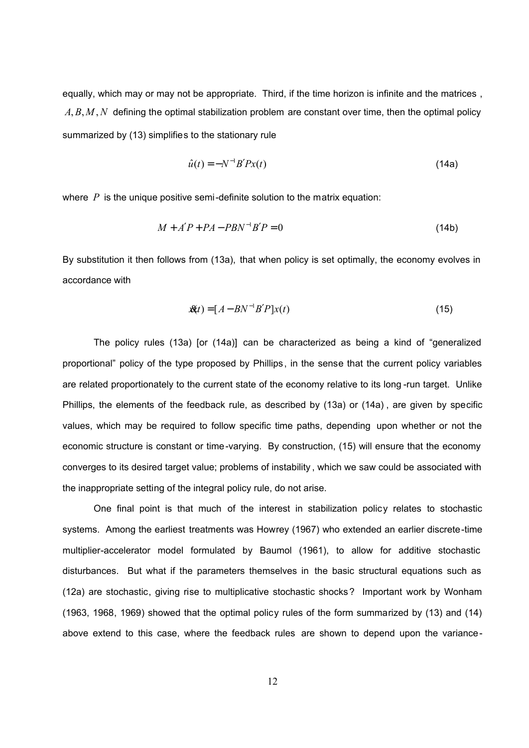equally, which may or may not be appropriate. Third, if the time horizon is infinite and the matrices , $A, B, M, N$ defining the optimal stabilization problem are constant over time, then the optimal policy summarized by (13) simplifies to the stationary rule

$$\hat{u}(t) = -N^{-1}B'Px(t) \tag{14a}$$

where $P$ is the unique positive semi-definite solution to the matrix equation:

$$M + A'P + PA - PBN^{-1}B'P = 0 \tag{14b}$$

By substitution it then follows from (13a), that when policy is set optimally, the economy evolves in accordance with

$$\dot{x}(t) = [A - BN^{-1}B'P]x(t) \tag{15}$$

The policy rules (13a) [or (14a)] can be characterized as being a kind of "generalized proportional" policy of the type proposed by Phillips, in the sense that the current policy variables are related proportionately to the current state of the economy relative to its long-run target. Unlike Phillips, the elements of the feedback rule, as described by (13a) or (14a), are given by specific values, which may be required to follow specific time paths, depending upon whether or not the economic structure is constant or time-varying. By construction, (15) will ensure that the economy converges to its desired target value; problems of instability, which we saw could be associated with the inappropriate setting of the integral policy rule, do not arise.

One final point is that much of the interest in stabilization policy relates to stochastic systems. Among the earliest treatments was Howrey (1967) who extended an earlier discrete-time multiplier-accelerator model formulated by Baumol (1961), to allow for additive stochastic disturbances. But what if the parameters themselves in the basic structural equations such as (12a) are stochastic, giving rise to multiplicative stochastic shocks? Important work by Wonham (1963, 1968, 1969) showed that the optimal policy rules of the form summarized by (13) and (14) above extend to this case, where the feedback rules are shown to depend upon the variance-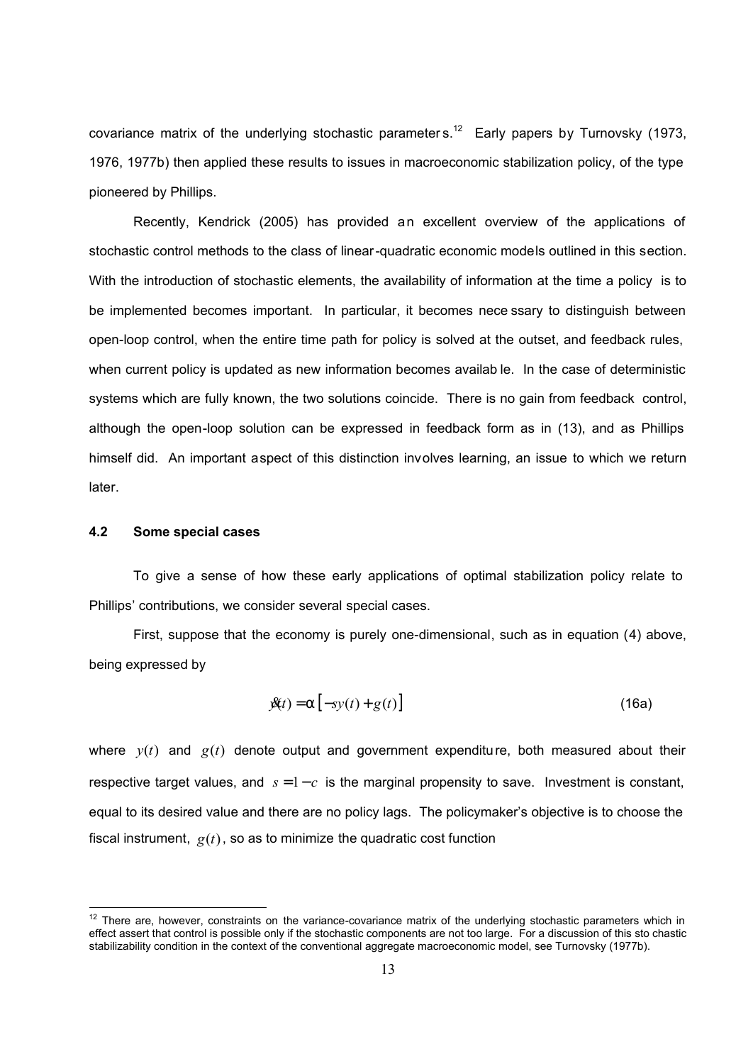covariance matrix of the underlying stochastic parameters.[12] Early papers by Turnovsky (1973, 1976, 1977b) then applied these results to issues in macroeconomic stabilization policy, of the type pioneered by Phillips.

Recently, Kendrick (2005) has provided an excellent overview of the applications of stochastic control methods to the class of linear-quadratic economic models outlined in this section. With the introduction of stochastic elements, the availability of information at the time a policy is to be implemented becomes important. In particular, it becomes necessary to distinguish between open-loop control, when the entire time path for policy is solved at the outset, and feedback rules, when current policy is updated as new information becomes available. In the case of deterministic systems which are fully known, the two solutions coincide. There is no gain from feedback control, although the open-loop solution can be expressed in feedback form as in (13), and as Phillips himself did. An important aspect of this distinction involves learning, an issue to which we return later.

### 4.2 Some special cases

To give a sense of how these early applications of optimal stabilization policy relate to Phillips' contributions, we consider several special cases.

First, suppose that the economy is purely one-dimensional, such as in equation (4) above, being expressed by

$$\dot{y}(t) = \alpha\left[-sy(t) + g(t)\right] \tag{16a}$$

where $y(t)$ and $g(t)$ denote output and government expenditure, both measured about their respective target values, and $s = 1 - c$ is the marginal propensity to save. Investment is constant, equal to its desired value and there are no policy lags. The policymaker's objective is to choose the fiscal instrument, $g(t)$, so as to minimize the quadratic cost function

---

[12] There are, however, constraints on the variance-covariance matrix of the underlying stochastic parameters which in effect assert that control is possible only if the stochastic components are not too large. For a discussion of this stochastic stabilizability condition in the context of the conventional aggregate macroeconomic model, see Turnovsky (1977b).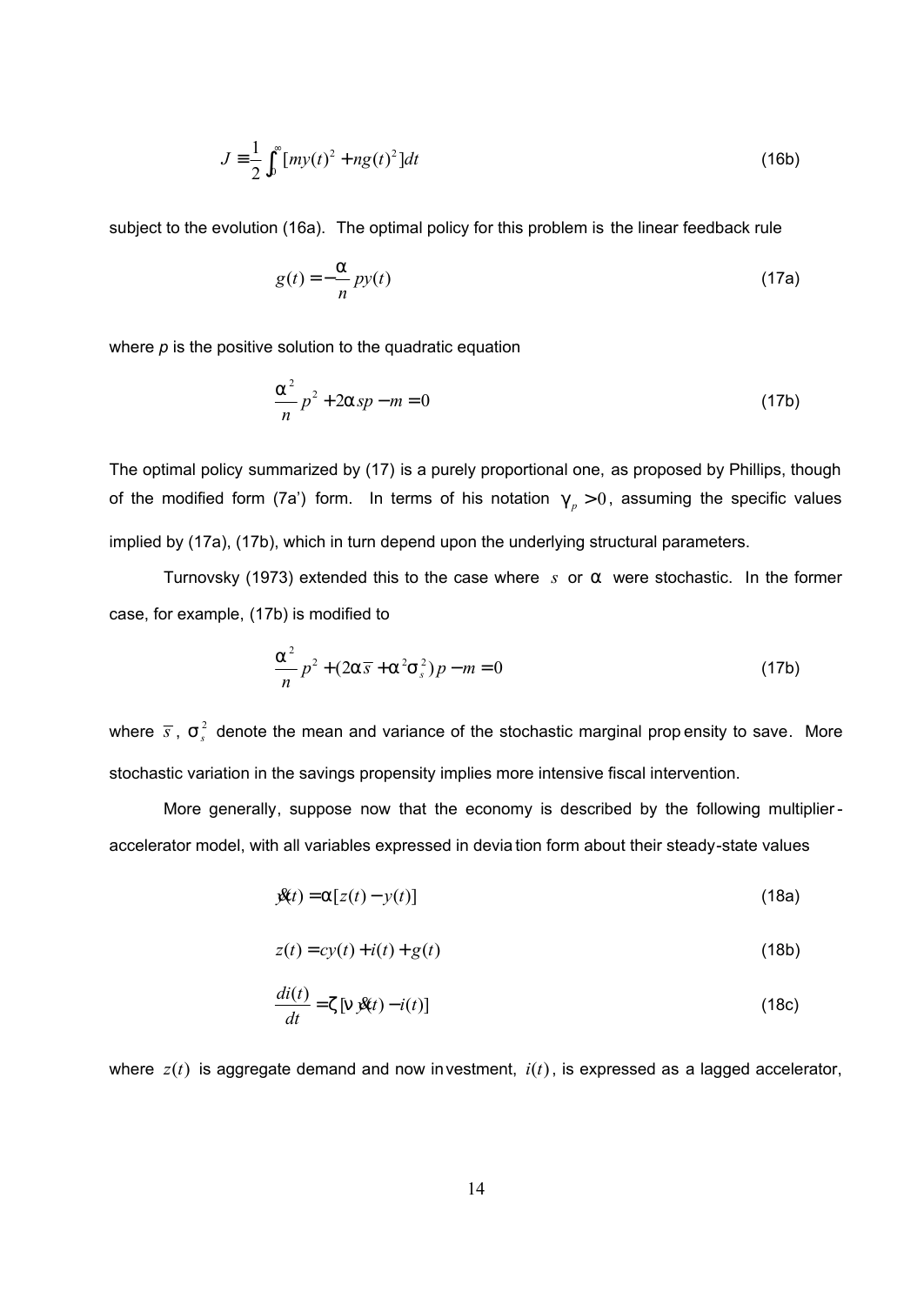$$J \equiv \frac{1}{2}\int_0^{\infty}[my(t)^2 + ng(t)^2]dt \tag{16b}$$

subject to the evolution (16a). The optimal policy for this problem is the linear feedback rule

$$g(t) = -\frac{\alpha}{n}py(t) \tag{17a}$$

where *p* is the positive solution to the quadratic equation

$$\frac{\alpha^2}{n}p^2 + 2\alpha sp - m = 0 \tag{17b}$$

The optimal policy summarized by (17) is a purely proportional one, as proposed by Phillips, though of the modified form (7a') form. In terms of his notation $\gamma_p > 0$, assuming the specific values implied by (17a), (17b), which in turn depend upon the underlying structural parameters.

Turnovsky (1973) extended this to the case where $s$ or $\alpha$ were stochastic. In the former case, for example, (17b) is modified to

$$\frac{\alpha^2}{n}p^2 + (2\alpha\bar{s} + \alpha^2\sigma_s^2)p - m = 0 \tag{17b}$$

where $\bar{s}$, $\sigma_s^2$ denote the mean and variance of the stochastic marginal propensity to save. More stochastic variation in the savings propensity implies more intensive fiscal intervention.

More generally, suppose now that the economy is described by the following multiplier-accelerator model, with all variables expressed in deviation form about their steady-state values

$$\dot{y}(t) = \alpha[z(t) - y(t)] \tag{18a}$$

$$z(t) = cy(t) + i(t) + g(t) \tag{18b}$$

$$\frac{di(t)}{dt} = \zeta[\nu\dot{y}(t) - i(t)] \tag{18c}$$

where $z(t)$ is aggregate demand and now investment, $i(t)$, is expressed as a lagged accelerator,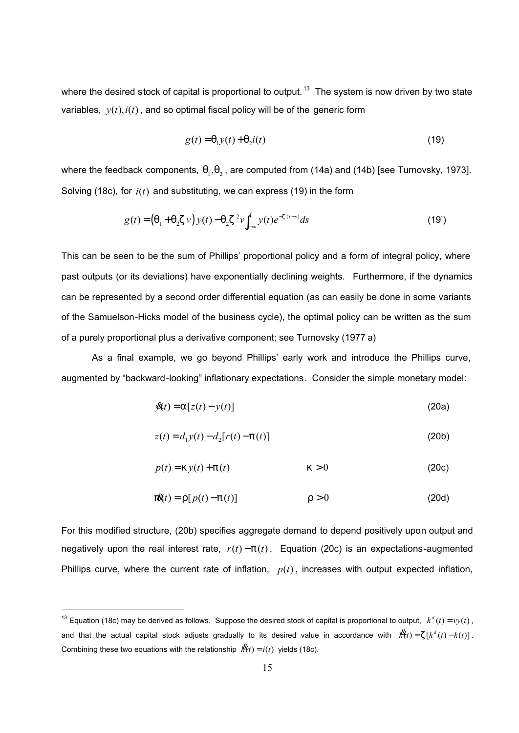where the desired stock of capital is proportional to output.[13] The system is now driven by two state variables, $y(t), i(t)$, and so optimal fiscal policy will be of the generic form

$$g(t) = \theta_1 y(t) + \theta_2 i(t) \tag{19}$$

where the feedback components, $\theta_1, \theta_2$, are computed from (14a) and (14b) [see Turnovsky, 1973]. Solving (18c), for $i(t)$ and substituting, we can express (19) in the form

$$g(t) = (\theta_1 + \theta_2 \zeta v) y(t) - \theta_2 \zeta^2 v \int_{-\infty}^{t} y(t) e^{-\zeta(t-s)} ds \tag{19'}$$

This can be seen to be the sum of Phillips' proportional policy and a form of integral policy, where past outputs (or its deviations) have exponentially declining weights. Furthermore, if the dynamics can be represented by a second order differential equation (as can easily be done in some variants of the Samuelson-Hicks model of the business cycle), the optimal policy can be written as the sum of a purely proportional plus a derivative component; see Turnovsky (1977 a)

As a final example, we go beyond Phillips' early work and introduce the Phillips curve, augmented by "backward-looking" inflationary expectations. Consider the simple monetary model:

$$\dot{y}(t) = \alpha[z(t) - y(t)] \tag{20a}$$

$$z(t) = d_1 y(t) - d_2[r(t) - \pi(t)] \tag{20b}$$

$$p(t) = \kappa y(t) + \pi(t) \qquad \kappa > 0 \tag{20c}$$

$$\dot{\pi}(t) = \rho[p(t) - \pi(t)] \qquad \rho > 0 \tag{20d}$$

For this modified structure, (20b) specifies aggregate demand to depend positively upon output and negatively upon the real interest rate, $r(t) - \pi(t)$. Equation (20c) is an expectations-augmented Phillips curve, where the current rate of inflation, $p(t)$, increases with output expected inflation,

---

[13] Equation (18c) may be derived as follows. Suppose the desired stock of capital is proportional to output, $k^d(t) = vy(t)$, and that the actual capital stock adjusts gradually to its desired value in accordance with $\dot{k}(t) = \zeta[k^d(t) - k(t)]$. Combining these two equations with the relationship $\dot{k}(t) = i(t)$ yields (18c).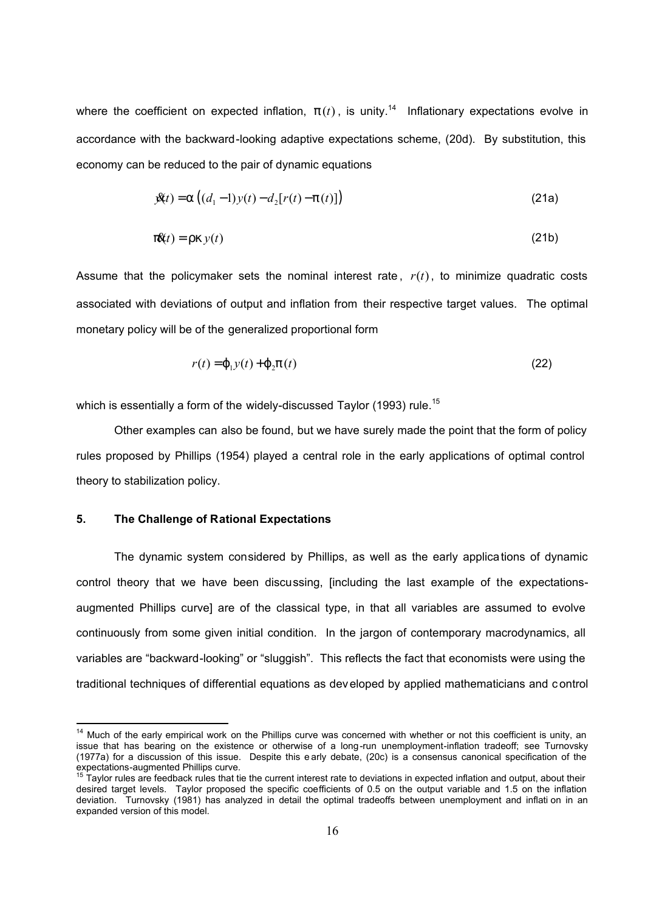where the coefficient on expected inflation, $\pi(t)$, is unity.[14] Inflationary expectations evolve in accordance with the backward-looking adaptive expectations scheme, (20d). By substitution, this economy can be reduced to the pair of dynamic equations

$$\dot{y}(t) = \alpha\left((d_1 - 1)y(t) - d_2[r(t) - \pi(t)]\right) \tag{21a}$$

$$\dot{\pi}(t) = \rho\kappa\, y(t) \tag{21b}$$

Assume that the policymaker sets the nominal interest rate, $r(t)$, to minimize quadratic costs associated with deviations of output and inflation from their respective target values. The optimal monetary policy will be of the generalized proportional form

$$r(t) = \varphi_1 y(t) + \varphi_2 \pi(t) \tag{22}$$

which is essentially a form of the widely-discussed Taylor (1993) rule.[15]

Other examples can also be found, but we have surely made the point that the form of policy rules proposed by Phillips (1954) played a central role in the early applications of optimal control theory to stabilization policy.

## 5. The Challenge of Rational Expectations

The dynamic system considered by Phillips, as well as the early applications of dynamic control theory that we have been discussing, [including the last example of the expectations-augmented Phillips curve] are of the classical type, in that all variables are assumed to evolve continuously from some given initial condition. In the jargon of contemporary macrodynamics, all variables are "backward-looking" or "sluggish". This reflects the fact that economists were using the traditional techniques of differential equations as developed by applied mathematicians and control

---

[14] Much of the early empirical work on the Phillips curve was concerned with whether or not this coefficient is unity, an issue that has bearing on the existence or otherwise of a long-run unemployment-inflation tradeoff; see Turnovsky (1977a) for a discussion of this issue. Despite this early debate, (20c) is a consensus canonical specification of the expectations-augmented Phillips curve.

[15] Taylor rules are feedback rules that tie the current interest rate to deviations in expected inflation and output, about their desired target levels. Taylor proposed the specific coefficients of 0.5 on the output variable and 1.5 on the inflation deviation. Turnovsky (1981) has analyzed in detail the optimal tradeoffs between unemployment and inflation in an expanded version of this model.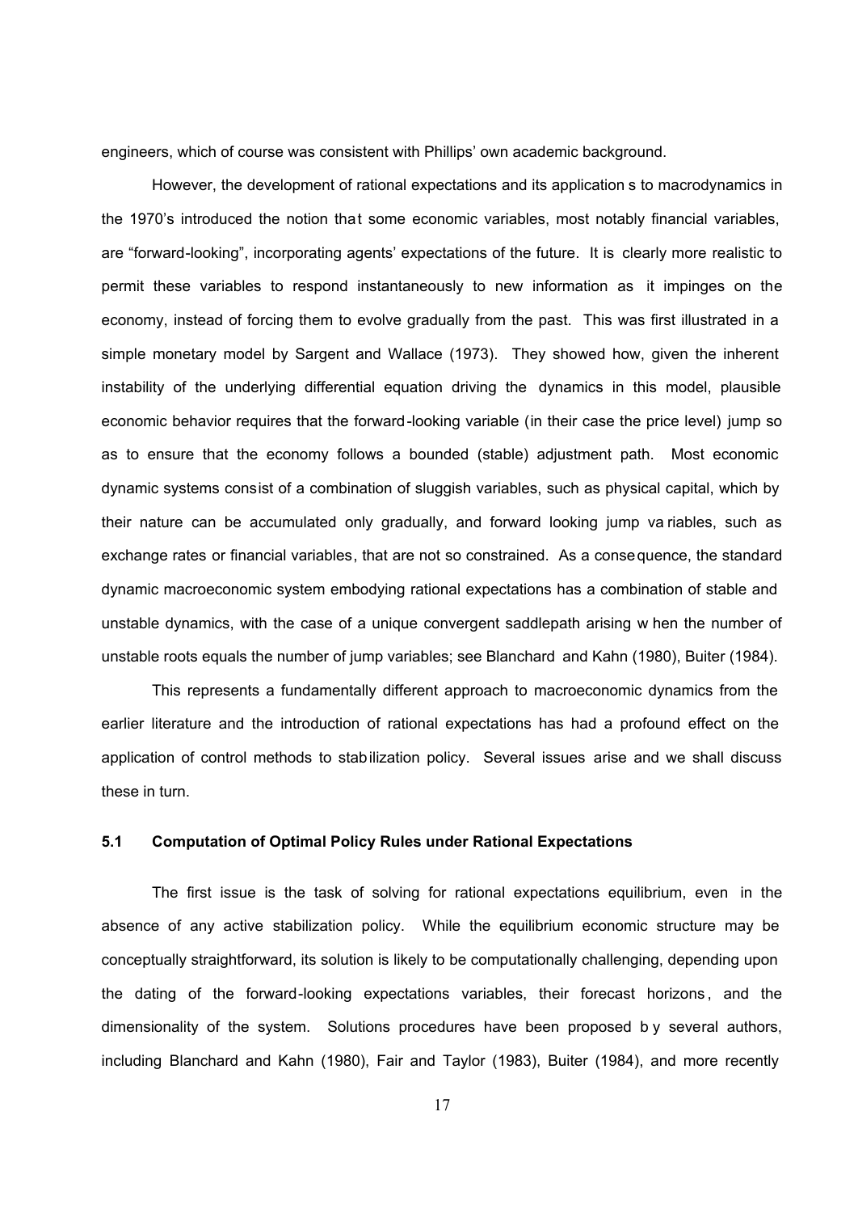engineers, which of course was consistent with Phillips' own academic background.

However, the development of rational expectations and its applications to macrodynamics in the 1970's introduced the notion that some economic variables, most notably financial variables, are "forward-looking", incorporating agents' expectations of the future. It is clearly more realistic to permit these variables to respond instantaneously to new information as it impinges on the economy, instead of forcing them to evolve gradually from the past. This was first illustrated in a simple monetary model by Sargent and Wallace (1973). They showed how, given the inherent instability of the underlying differential equation driving the dynamics in this model, plausible economic behavior requires that the forward-looking variable (in their case the price level) jump so as to ensure that the economy follows a bounded (stable) adjustment path. Most economic dynamic systems consist of a combination of sluggish variables, such as physical capital, which by their nature can be accumulated only gradually, and forward looking jump variables, such as exchange rates or financial variables, that are not so constrained. As a consequence, the standard dynamic macroeconomic system embodying rational expectations has a combination of stable and unstable dynamics, with the case of a unique convergent saddlepath arising when the number of unstable roots equals the number of jump variables; see Blanchard and Kahn (1980), Buiter (1984).

This represents a fundamentally different approach to macroeconomic dynamics from the earlier literature and the introduction of rational expectations has had a profound effect on the application of control methods to stabilization policy. Several issues arise and we shall discuss these in turn.

## 5.1 Computation of Optimal Policy Rules under Rational Expectations

The first issue is the task of solving for rational expectations equilibrium, even in the absence of any active stabilization policy. While the equilibrium economic structure may be conceptually straightforward, its solution is likely to be computationally challenging, depending upon the dating of the forward-looking expectations variables, their forecast horizons, and the dimensionality of the system. Solutions procedures have been proposed by several authors, including Blanchard and Kahn (1980), Fair and Taylor (1983), Buiter (1984), and more recently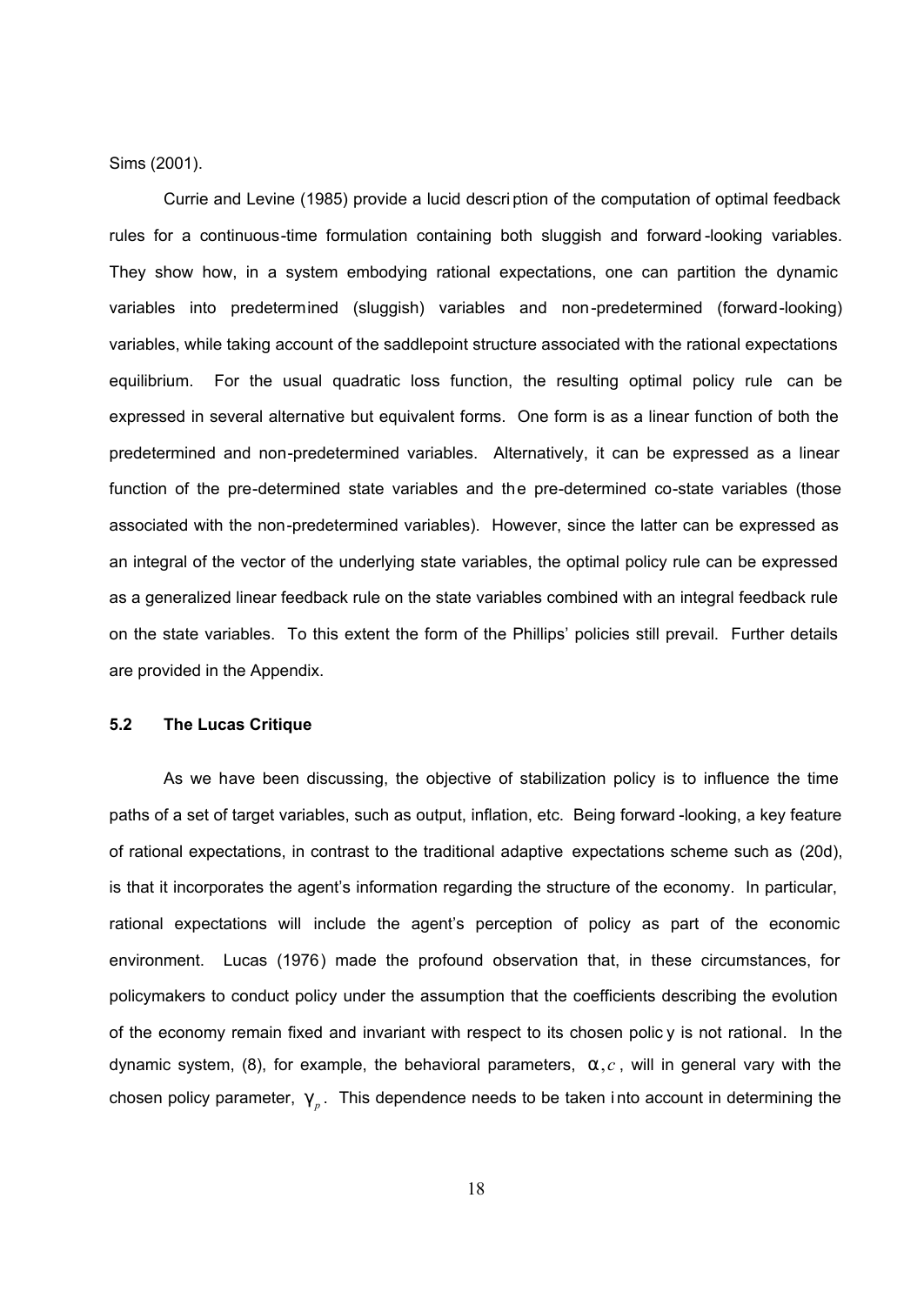Sims (2001).

Currie and Levine (1985) provide a lucid description of the computation of optimal feedback rules for a continuous-time formulation containing both sluggish and forward-looking variables. They show how, in a system embodying rational expectations, one can partition the dynamic variables into predetermined (sluggish) variables and non-predetermined (forward-looking) variables, while taking account of the saddlepoint structure associated with the rational expectations equilibrium. For the usual quadratic loss function, the resulting optimal policy rule can be expressed in several alternative but equivalent forms. One form is as a linear function of both the predetermined and non-predetermined variables. Alternatively, it can be expressed as a linear function of the pre-determined state variables and the pre-determined co-state variables (those associated with the non-predetermined variables). However, since the latter can be expressed as an integral of the vector of the underlying state variables, the optimal policy rule can be expressed as a generalized linear feedback rule on the state variables combined with an integral feedback rule on the state variables. To this extent the form of the Phillips' policies still prevail. Further details are provided in the Appendix.

### 5.2 The Lucas Critique

As we have been discussing, the objective of stabilization policy is to influence the time paths of a set of target variables, such as output, inflation, etc. Being forward-looking, a key feature of rational expectations, in contrast to the traditional adaptive expectations scheme such as (20d), is that it incorporates the agent's information regarding the structure of the economy. In particular, rational expectations will include the agent's perception of policy as part of the economic environment. Lucas (1976) made the profound observation that, in these circumstances, for policymakers to conduct policy under the assumption that the coefficients describing the evolution of the economy remain fixed and invariant with respect to its chosen policy is not rational. In the dynamic system, (8), for example, the behavioral parameters, $\alpha, c$, will in general vary with the chosen policy parameter, $\gamma_p$. This dependence needs to be taken into account in determining the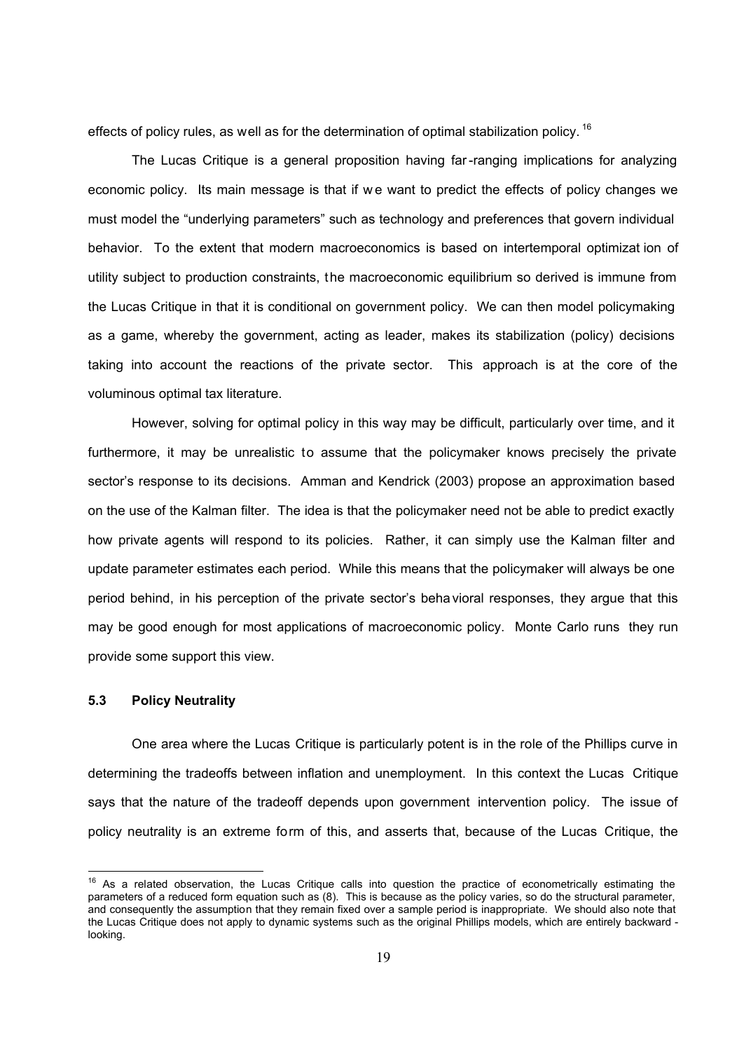effects of policy rules, as well as for the determination of optimal stabilization policy.[16]

The Lucas Critique is a general proposition having far-ranging implications for analyzing economic policy. Its main message is that if we want to predict the effects of policy changes we must model the "underlying parameters" such as technology and preferences that govern individual behavior. To the extent that modern macroeconomics is based on intertemporal optimization of utility subject to production constraints, the macroeconomic equilibrium so derived is immune from the Lucas Critique in that it is conditional on government policy. We can then model policymaking as a game, whereby the government, acting as leader, makes its stabilization (policy) decisions taking into account the reactions of the private sector. This approach is at the core of the voluminous optimal tax literature.

However, solving for optimal policy in this way may be difficult, particularly over time, and it furthermore, it may be unrealistic to assume that the policymaker knows precisely the private sector's response to its decisions. Amman and Kendrick (2003) propose an approximation based on the use of the Kalman filter. The idea is that the policymaker need not be able to predict exactly how private agents will respond to its policies. Rather, it can simply use the Kalman filter and update parameter estimates each period. While this means that the policymaker will always be one period behind, in his perception of the private sector's behavioral responses, they argue that this may be good enough for most applications of macroeconomic policy. Monte Carlo runs they run provide some support this view.

### 5.3 Policy Neutrality

One area where the Lucas Critique is particularly potent is in the role of the Phillips curve in determining the tradeoffs between inflation and unemployment. In this context the Lucas Critique says that the nature of the tradeoff depends upon government intervention policy. The issue of policy neutrality is an extreme form of this, and asserts that, because of the Lucas Critique, the

---

[16] As a related observation, the Lucas Critique calls into question the practice of econometrically estimating the parameters of a reduced form equation such as (8). This is because as the policy varies, so do the structural parameter, and consequently the assumption that they remain fixed over a sample period is inappropriate. We should also note that the Lucas Critique does not apply to dynamic systems such as the original Phillips models, which are entirely backward-looking.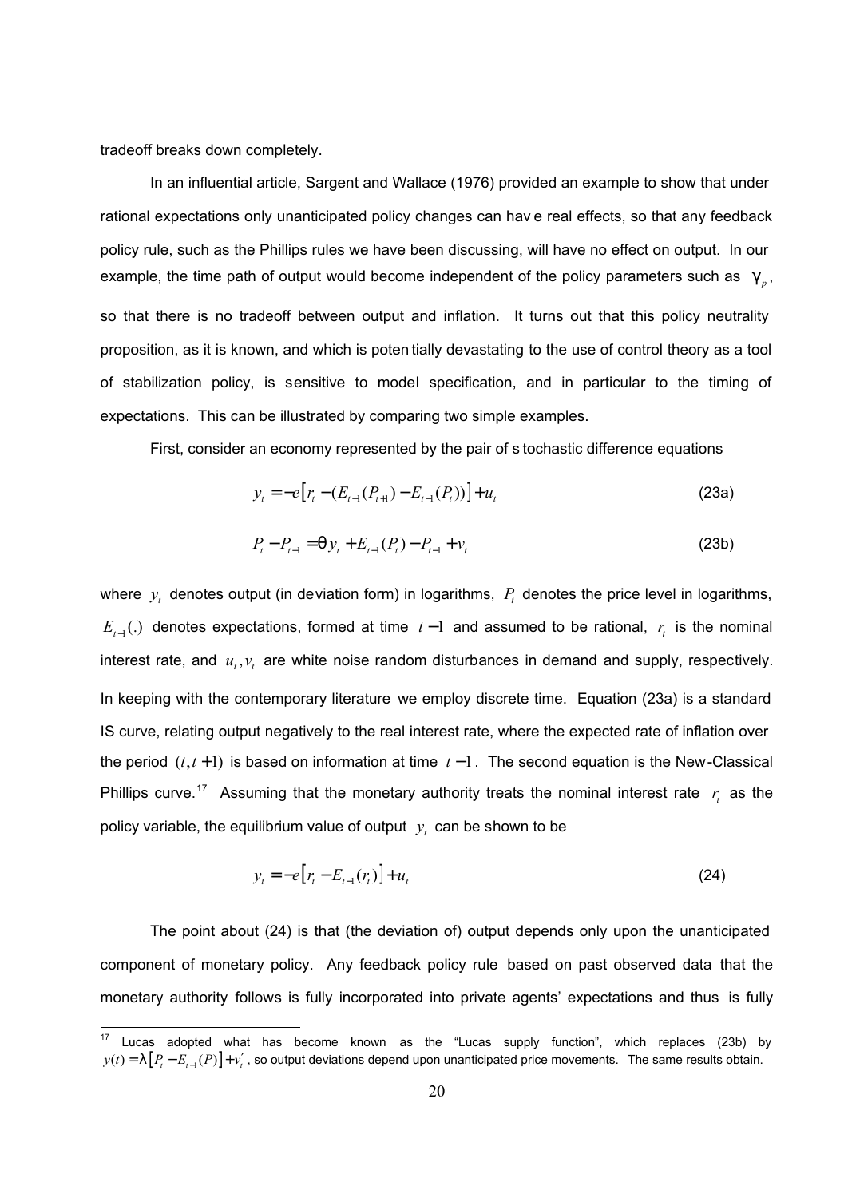tradeoff breaks down completely.

In an influential article, Sargent and Wallace (1976) provided an example to show that under rational expectations only unanticipated policy changes can have real effects, so that any feedback policy rule, such as the Phillips rules we have been discussing, will have no effect on output. In our example, the time path of output would become independent of the policy parameters such as $\gamma_p$, so that there is no tradeoff between output and inflation. It turns out that this policy neutrality proposition, as it is known, and which is potentially devastating to the use of control theory as a tool of stabilization policy, is sensitive to model specification, and in particular to the timing of expectations. This can be illustrated by comparing two simple examples.

First, consider an economy represented by the pair of stochastic difference equations

$$y_t = -e\left[r_t - (E_{t-1}(P_{t+1}) - E_{t-1}(P_t))\right] + u_t \tag{23a}$$

$$P_t - P_{t-1} = \theta y_t + E_{t-1}(P_t) - P_{t-1} + v_t \tag{23b}$$

where $y_t$ denotes output (in deviation form) in logarithms, $P_t$ denotes the price level in logarithms, $E_{t-1}(.)$ denotes expectations, formed at time $t-1$ and assumed to be rational, $r_t$ is the nominal interest rate, and $u_t, v_t$ are white noise random disturbances in demand and supply, respectively. In keeping with the contemporary literature we employ discrete time. Equation (23a) is a standard IS curve, relating output negatively to the real interest rate, where the expected rate of inflation over the period $(t, t+1)$ is based on information at time $t-1$. The second equation is the New-Classical Phillips curve.[17] Assuming that the monetary authority treats the nominal interest rate $r_t$ as the policy variable, the equilibrium value of output $y_t$ can be shown to be

$$y_t = -e\left[r_t - E_{t-1}(r_t)\right] + u_t \tag{24}$$

The point about (24) is that (the deviation of) output depends only upon the unanticipated component of monetary policy. Any feedback policy rule based on past observed data that the monetary authority follows is fully incorporated into private agents' expectations and thus is fully

[17] Lucas adopted what has become known as the "Lucas supply function", which replaces (23b) by $y(t) = \lambda\left[P_t - E_{t-1}(P)\right] + v_t'$, so output deviations depend upon unanticipated price movements. The same results obtain.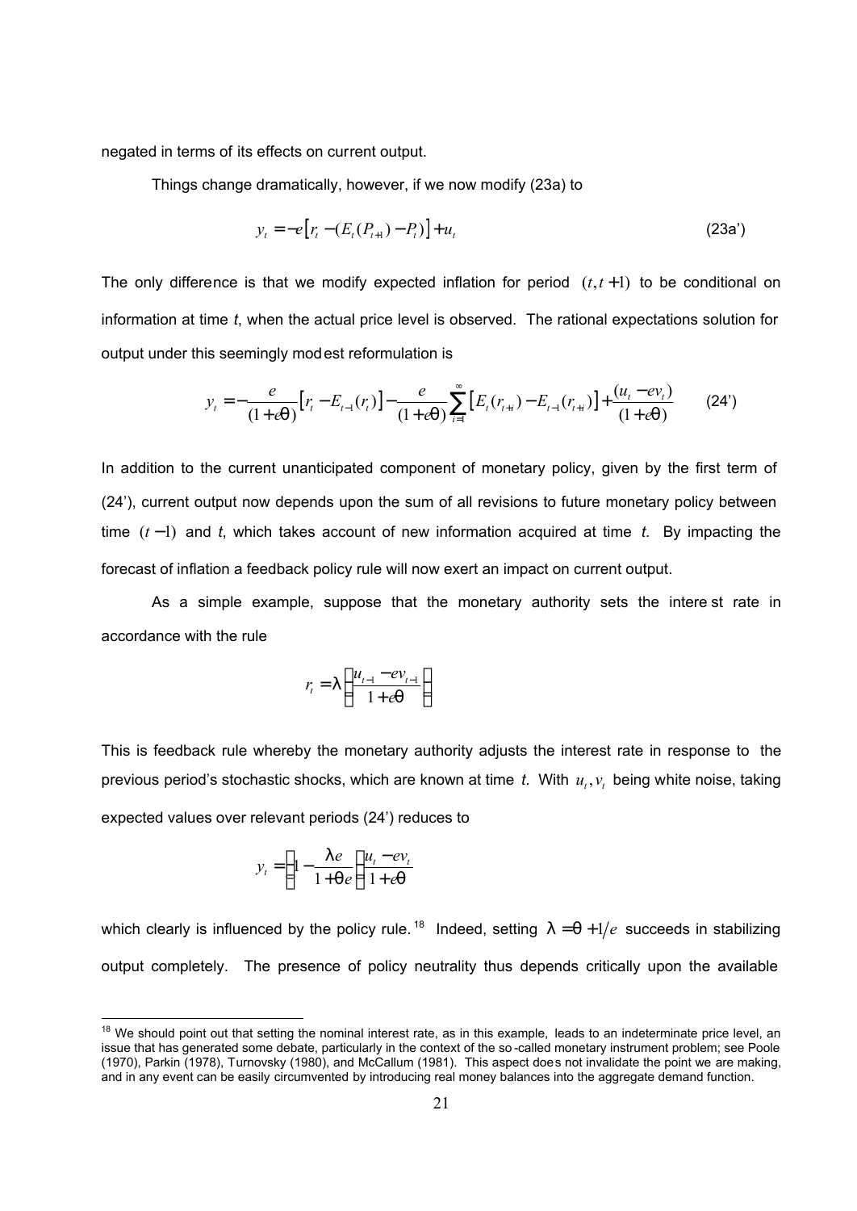negated in terms of its effects on current output.

Things change dramatically, however, if we now modify (23a) to

$$y_t = -e\left[r_t - (E_t(P_{t+1}) - P_t)\right] + u_t \tag{23a'}$$

The only difference is that we modify expected inflation for period $(t, t+1)$ to be conditional on information at time *t*, when the actual price level is observed. The rational expectations solution for output under this seemingly modest reformulation is

$$y_t = -\frac{e}{(1+e\theta)}\left[r_t - E_{t-1}(r_t)\right] - \frac{e}{(1+e\theta)}\sum_{i=1}^{\infty}\left[E_t(r_{t+i}) - E_{t-1}(r_{t+i})\right] + \frac{(u_t - ev_t)}{(1+e\theta)} \tag{24'}$$

In addition to the current unanticipated component of monetary policy, given by the first term of (24'), current output now depends upon the sum of all revisions to future monetary policy between time $(t-1)$ and *t*, which takes account of new information acquired at time *t*. By impacting the forecast of inflation a feedback policy rule will now exert an impact on current output.

As a simple example, suppose that the monetary authority sets the interest rate in accordance with the rule

$$r_t = \lambda\left(\frac{u_{t-1} - ev_{t-1}}{1+e\theta}\right)$$

This is feedback rule whereby the monetary authority adjusts the interest rate in response to the previous period's stochastic shocks, which are known at time *t*. With $u_t, v_t$ being white noise, taking expected values over relevant periods (24') reduces to

$$y_t = \left(1 - \frac{\lambda e}{1+\theta e}\right)\frac{u_t - ev_t}{1+e\theta}$$

which clearly is influenced by the policy rule.[18] Indeed, setting $\lambda = \theta + 1/e$ succeeds in stabilizing output completely. The presence of policy neutrality thus depends critically upon the available

[18] We should point out that setting the nominal interest rate, as in this example, leads to an indeterminate price level, an issue that has generated some debate, particularly in the context of the so-called monetary instrument problem; see Poole (1970), Parkin (1978), Turnovsky (1980), and McCallum (1981). This aspect does not invalidate the point we are making, and in any event can be easily circumvented by introducing real money balances into the aggregate demand function.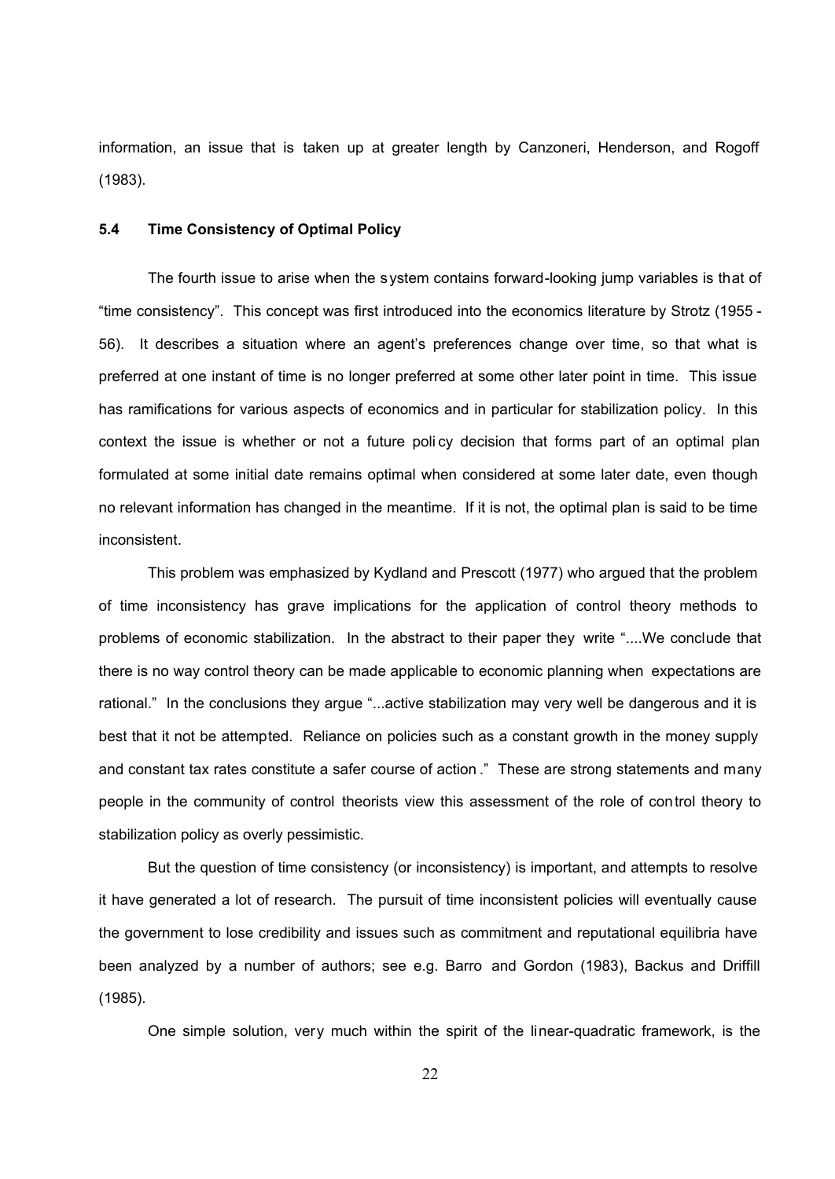information, an issue that is taken up at greater length by Canzoneri, Henderson, and Rogoff (1983).

### 5.4 Time Consistency of Optimal Policy

The fourth issue to arise when the system contains forward-looking jump variables is that of "time consistency". This concept was first introduced into the economics literature by Strotz (1955 - 56). It describes a situation where an agent's preferences change over time, so that what is preferred at one instant of time is no longer preferred at some other later point in time. This issue has ramifications for various aspects of economics and in particular for stabilization policy. In this context the issue is whether or not a future policy decision that forms part of an optimal plan formulated at some initial date remains optimal when considered at some later date, even though no relevant information has changed in the meantime. If it is not, the optimal plan is said to be time inconsistent.

This problem was emphasized by Kydland and Prescott (1977) who argued that the problem of time inconsistency has grave implications for the application of control theory methods to problems of economic stabilization. In the abstract to their paper they write "....We conclude that there is no way control theory can be made applicable to economic planning when expectations are rational." In the conclusions they argue "...active stabilization may very well be dangerous and it is best that it not be attempted. Reliance on policies such as a constant growth in the money supply and constant tax rates constitute a safer course of action." These are strong statements and many people in the community of control theorists view this assessment of the role of control theory to stabilization policy as overly pessimistic.

But the question of time consistency (or inconsistency) is important, and attempts to resolve it have generated a lot of research. The pursuit of time inconsistent policies will eventually cause the government to lose credibility and issues such as commitment and reputational equilibria have been analyzed by a number of authors; see e.g. Barro and Gordon (1983), Backus and Driffill (1985).

One simple solution, very much within the spirit of the linear-quadratic framework, is the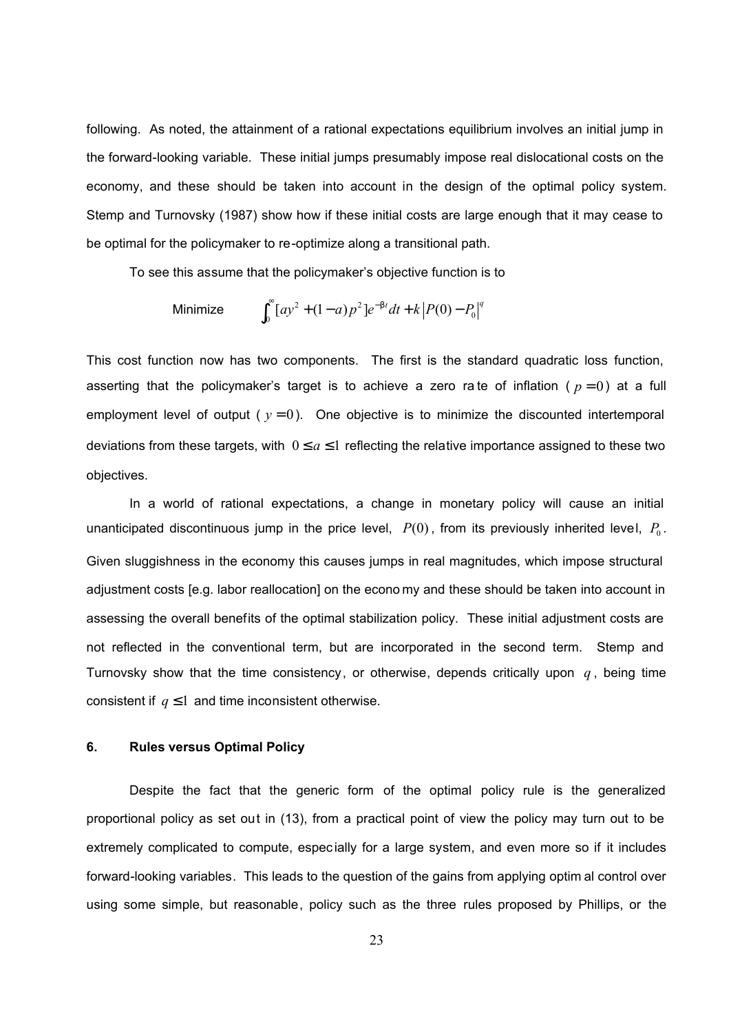following. As noted, the attainment of a rational expectations equilibrium involves an initial jump in the forward-looking variable. These initial jumps presumably impose real dislocational costs on the economy, and these should be taken into account in the design of the optimal policy system. Stemp and Turnovsky (1987) show how if these initial costs are large enough that it may cease to be optimal for the policymaker to re-optimize along a transitional path.

To see this assume that the policymaker's objective function is to

$$\text{Minimize} \qquad \int_0^\infty [ay^2 + (1-a)p^2]e^{-\beta t}dt + k\left|P(0) - P_0\right|^q$$

This cost function now has two components. The first is the standard quadratic loss function, asserting that the policymaker's target is to achieve a zero rate of inflation ( $p = 0$ ) at a full employment level of output ( $y = 0$ ). One objective is to minimize the discounted intertemporal deviations from these targets, with $0 \leq a \leq 1$ reflecting the relative importance assigned to these two objectives.

In a world of rational expectations, a change in monetary policy will cause an initial unanticipated discontinuous jump in the price level, $P(0)$, from its previously inherited level, $P_0$. Given sluggishness in the economy this causes jumps in real magnitudes, which impose structural adjustment costs [e.g. labor reallocation] on the economy and these should be taken into account in assessing the overall benefits of the optimal stabilization policy. These initial adjustment costs are not reflected in the conventional term, but are incorporated in the second term. Stemp and Turnovsky show that the time consistency, or otherwise, depends critically upon $q$, being time consistent if $q \leq 1$ and time inconsistent otherwise.

### 6. Rules versus Optimal Policy

Despite the fact that the generic form of the optimal policy rule is the generalized proportional policy as set out in (13), from a practical point of view the policy may turn out to be extremely complicated to compute, especially for a large system, and even more so if it includes forward-looking variables. This leads to the question of the gains from applying optimal control over using some simple, but reasonable, policy such as the three rules proposed by Phillips, or the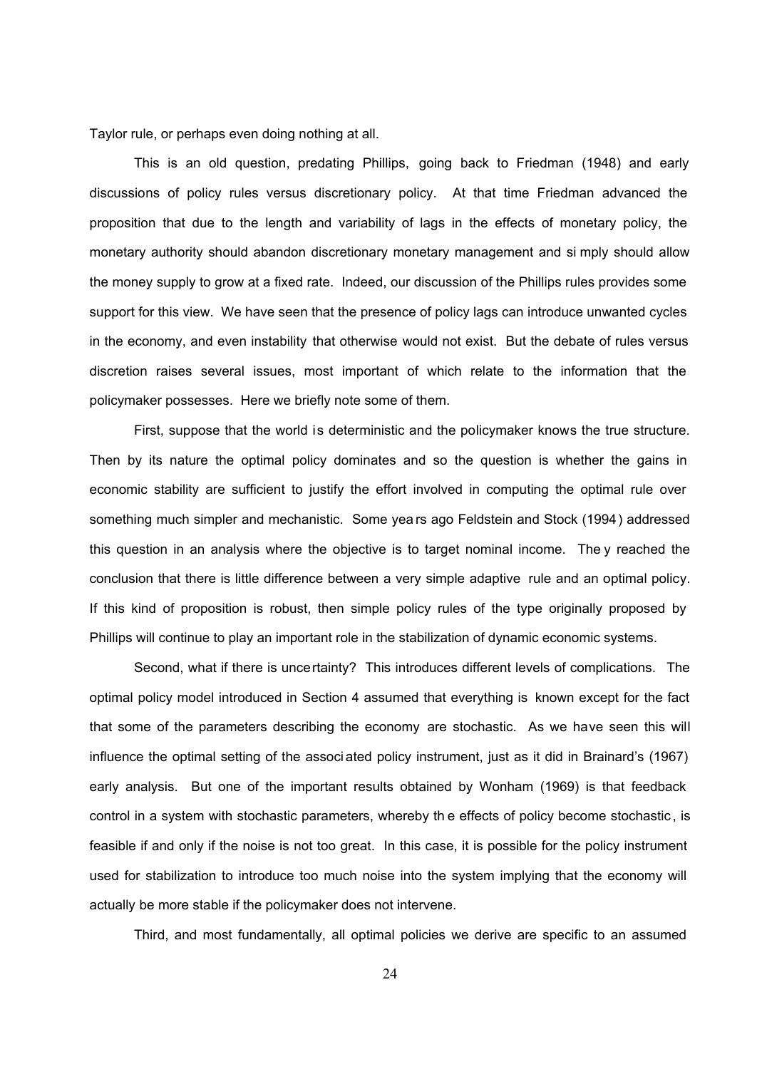Taylor rule, or perhaps even doing nothing at all.

This is an old question, predating Phillips, going back to Friedman (1948) and early discussions of policy rules versus discretionary policy. At that time Friedman advanced the proposition that due to the length and variability of lags in the effects of monetary policy, the monetary authority should abandon discretionary monetary management and simply should allow the money supply to grow at a fixed rate. Indeed, our discussion of the Phillips rules provides some support for this view. We have seen that the presence of policy lags can introduce unwanted cycles in the economy, and even instability that otherwise would not exist. But the debate of rules versus discretion raises several issues, most important of which relate to the information that the policymaker possesses. Here we briefly note some of them.

First, suppose that the world is deterministic and the policymaker knows the true structure. Then by its nature the optimal policy dominates and so the question is whether the gains in economic stability are sufficient to justify the effort involved in computing the optimal rule over something much simpler and mechanistic. Some years ago Feldstein and Stock (1994) addressed this question in an analysis where the objective is to target nominal income. They reached the conclusion that there is little difference between a very simple adaptive rule and an optimal policy. If this kind of proposition is robust, then simple policy rules of the type originally proposed by Phillips will continue to play an important role in the stabilization of dynamic economic systems.

Second, what if there is uncertainty? This introduces different levels of complications. The optimal policy model introduced in Section 4 assumed that everything is known except for the fact that some of the parameters describing the economy are stochastic. As we have seen this will influence the optimal setting of the associated policy instrument, just as it did in Brainard's (1967) early analysis. But one of the important results obtained by Wonham (1969) is that feedback control in a system with stochastic parameters, whereby the effects of policy become stochastic, is feasible if and only if the noise is not too great. In this case, it is possible for the policy instrument used for stabilization to introduce too much noise into the system implying that the economy will actually be more stable if the policymaker does not intervene.

Third, and most fundamentally, all optimal policies we derive are specific to an assumed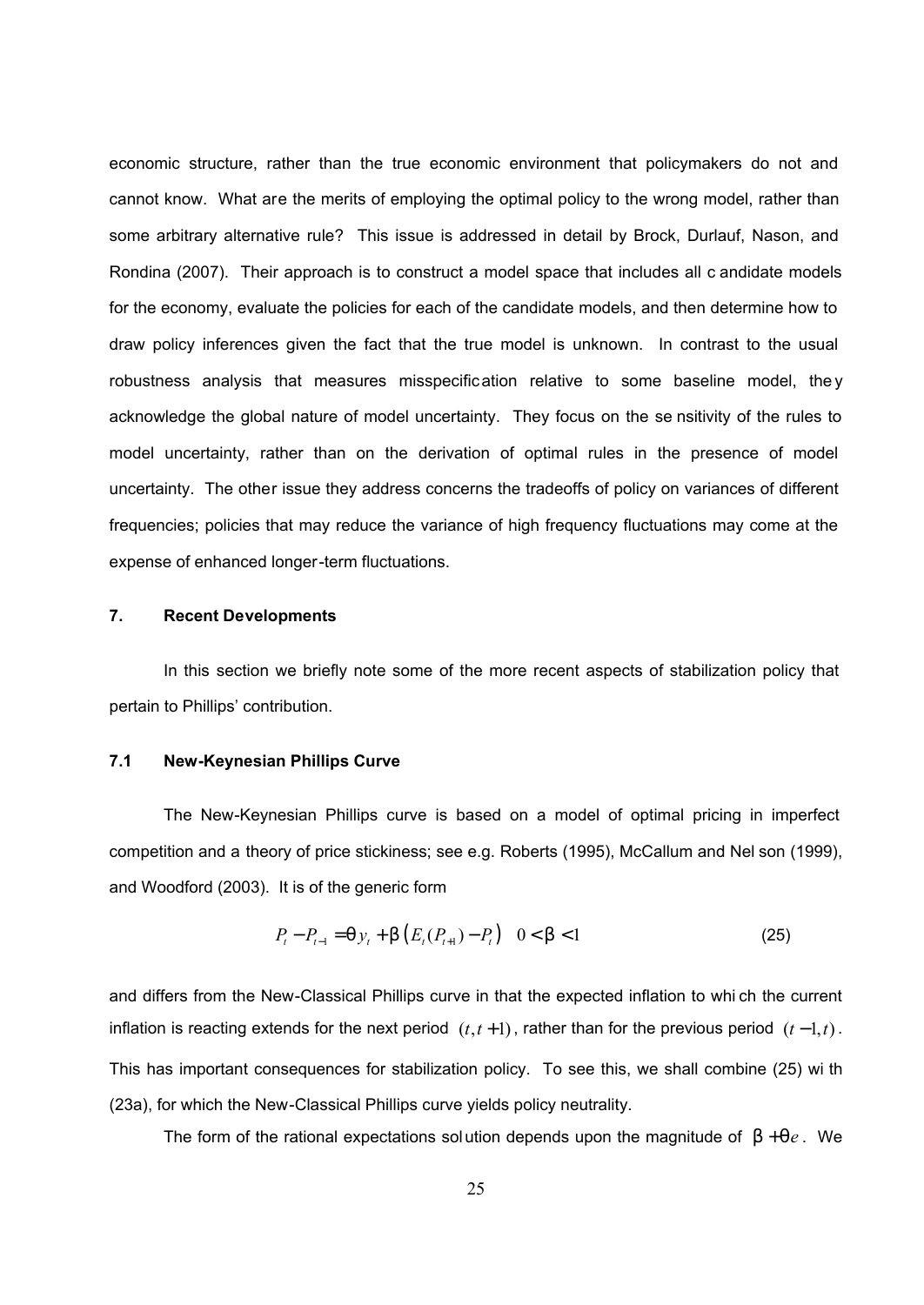economic structure, rather than the true economic environment that policymakers do not and cannot know. What are the merits of employing the optimal policy to the wrong model, rather than some arbitrary alternative rule? This issue is addressed in detail by Brock, Durlauf, Nason, and Rondina (2007). Their approach is to construct a model space that includes all candidate models for the economy, evaluate the policies for each of the candidate models, and then determine how to draw policy inferences given the fact that the true model is unknown. In contrast to the usual robustness analysis that measures misspecification relative to some baseline model, they acknowledge the global nature of model uncertainty. They focus on the sensitivity of the rules to model uncertainty, rather than on the derivation of optimal rules in the presence of model uncertainty. The other issue they address concerns the tradeoffs of policy on variances of different frequencies; policies that may reduce the variance of high frequency fluctuations may come at the expense of enhanced longer-term fluctuations.

## 7. Recent Developments

In this section we briefly note some of the more recent aspects of stabilization policy that pertain to Phillips' contribution.

### 7.1 New-Keynesian Phillips Curve

The New-Keynesian Phillips curve is based on a model of optimal pricing in imperfect competition and a theory of price stickiness; see e.g. Roberts (1995), McCallum and Nelson (1999), and Woodford (2003). It is of the generic form

$$P_t - P_{t-1} = \theta y_t + \beta \left( E_t(P_{t+1}) - P_t \right) \quad 0 < \beta < 1 \tag{25}$$

and differs from the New-Classical Phillips curve in that the expected inflation to which the current inflation is reacting extends for the next period $(t, t+1)$, rather than for the previous period $(t-1, t)$. This has important consequences for stabilization policy. To see this, we shall combine (25) with (23a), for which the New-Classical Phillips curve yields policy neutrality.

The form of the rational expectations solution depends upon the magnitude of $\beta + \theta e$. We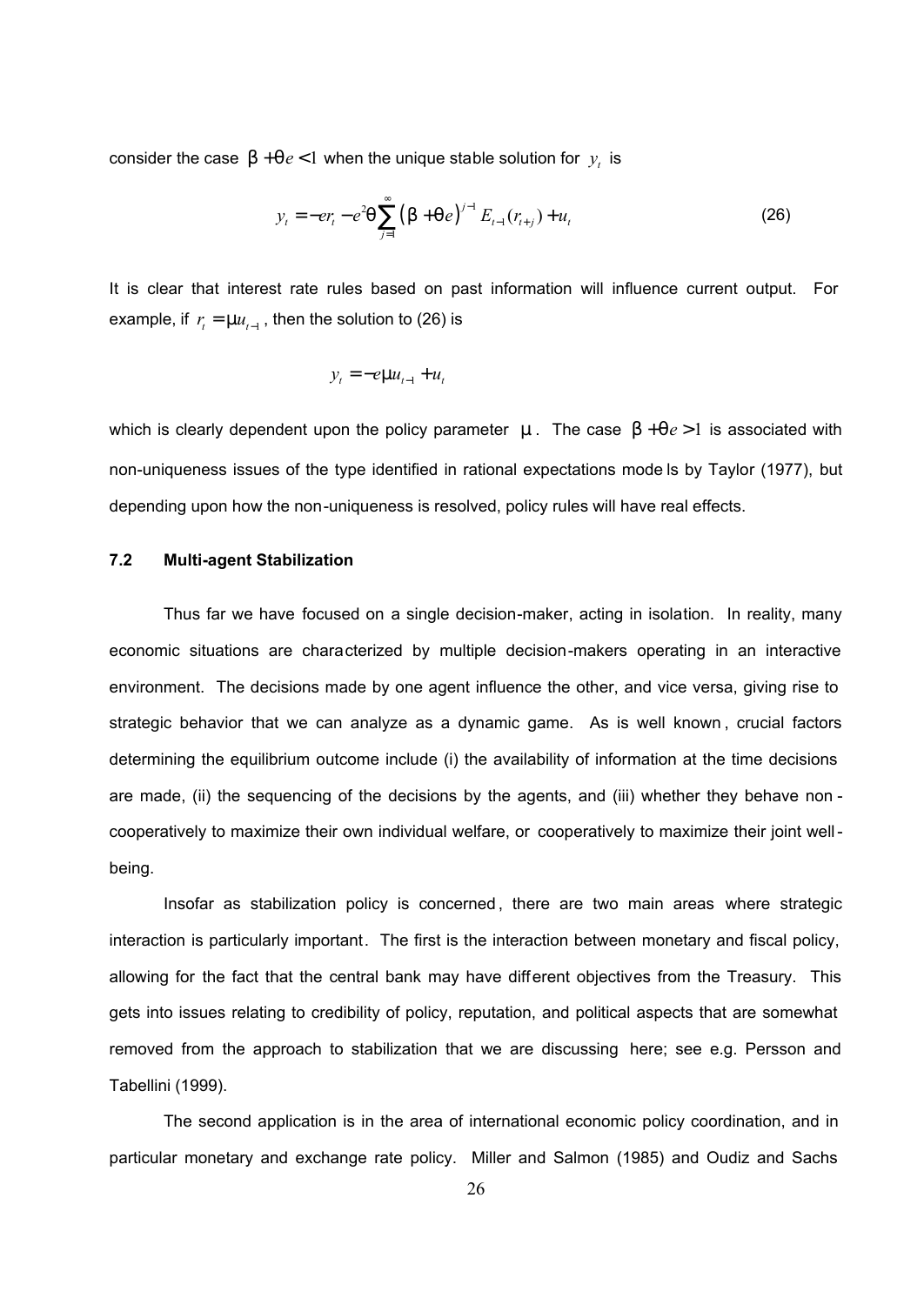consider the case $\beta + \theta e < 1$ when the unique stable solution for $y_t$ is

$$y_t = -er_t - e^2\theta \sum_{j=1}^{\infty} (\beta + \theta e)^{j-1} E_{t-1}(r_{t+j}) + u_t \tag{26}$$

It is clear that interest rate rules based on past information will influence current output. For example, if $r_t = \mu u_{t-1}$, then the solution to (26) is

$$y_t = -e\mu u_{t-1} + u_t$$

which is clearly dependent upon the policy parameter $\mu$. The case $\beta + \theta e > 1$ is associated with non-uniqueness issues of the type identified in rational expectations models by Taylor (1977), but depending upon how the non-uniqueness is resolved, policy rules will have real effects.

### 7.2 Multi-agent Stabilization

Thus far we have focused on a single decision-maker, acting in isolation. In reality, many economic situations are characterized by multiple decision-makers operating in an interactive environment. The decisions made by one agent influence the other, and vice versa, giving rise to strategic behavior that we can analyze as a dynamic game. As is well known, crucial factors determining the equilibrium outcome include (i) the availability of information at the time decisions are made, (ii) the sequencing of the decisions by the agents, and (iii) whether they behave non-cooperatively to maximize their own individual welfare, or cooperatively to maximize their joint well-being.

Insofar as stabilization policy is concerned, there are two main areas where strategic interaction is particularly important. The first is the interaction between monetary and fiscal policy, allowing for the fact that the central bank may have different objectives from the Treasury. This gets into issues relating to credibility of policy, reputation, and political aspects that are somewhat removed from the approach to stabilization that we are discussing here; see e.g. Persson and Tabellini (1999).

The second application is in the area of international economic policy coordination, and in particular monetary and exchange rate policy. Miller and Salmon (1985) and Oudiz and Sachs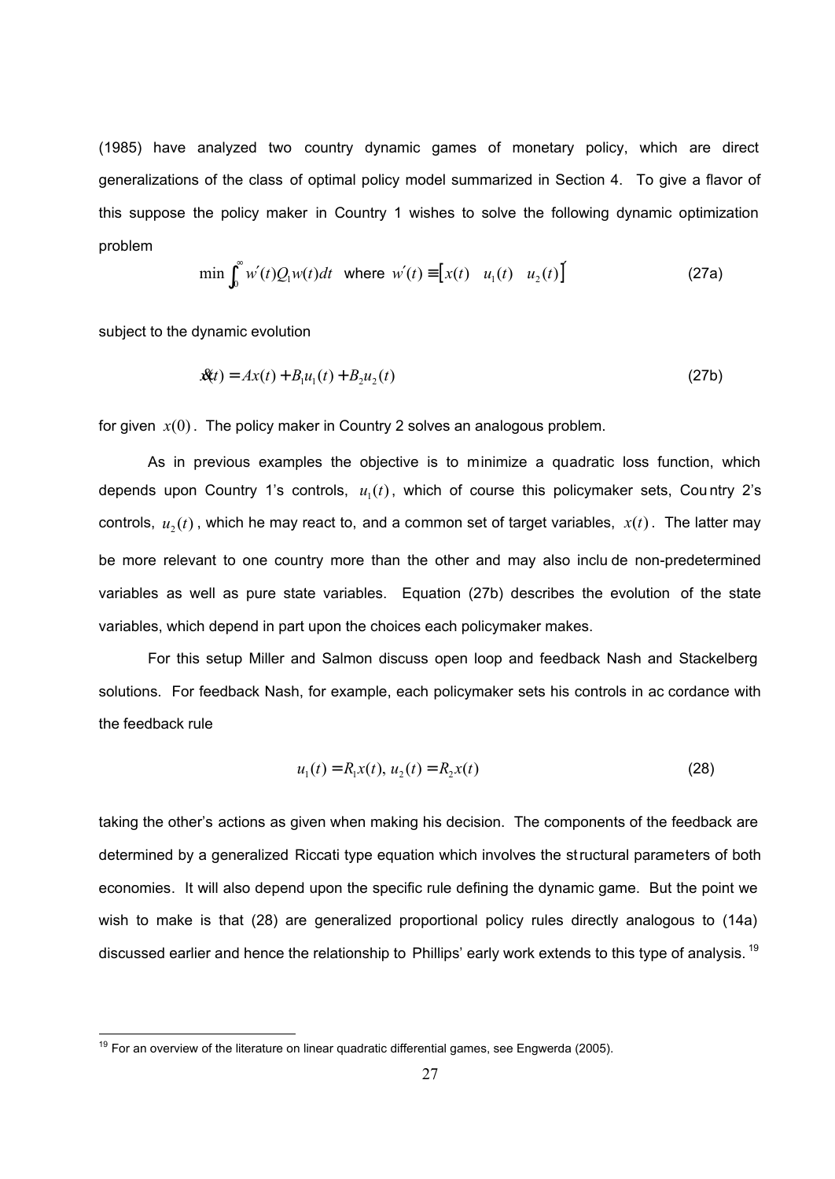(1985) have analyzed two country dynamic games of monetary policy, which are direct generalizations of the class of optimal policy model summarized in Section 4. To give a flavor of this suppose the policy maker in Country 1 wishes to solve the following dynamic optimization problem

$$\min \int_0^\infty w'(t)Q_1 w(t)dt \quad \text{where } w'(t) \equiv \begin{bmatrix} x(t) & u_1(t) & u_2(t) \end{bmatrix}' \tag{27a}$$

subject to the dynamic evolution

$$\dot{x}(t) = Ax(t) + B_1 u_1(t) + B_2 u_2(t) \tag{27b}$$

for given $x(0)$. The policy maker in Country 2 solves an analogous problem.

As in previous examples the objective is to minimize a quadratic loss function, which depends upon Country 1's controls, $u_1(t)$, which of course this policymaker sets, Country 2's controls, $u_2(t)$, which he may react to, and a common set of target variables, $x(t)$. The latter may be more relevant to one country more than the other and may also include non-predetermined variables as well as pure state variables. Equation (27b) describes the evolution of the state variables, which depend in part upon the choices each policymaker makes.

For this setup Miller and Salmon discuss open loop and feedback Nash and Stackelberg solutions. For feedback Nash, for example, each policymaker sets his controls in accordance with the feedback rule

$$u_1(t) = R_1 x(t), \; u_2(t) = R_2 x(t) \tag{28}$$

taking the other's actions as given when making his decision. The components of the feedback are determined by a generalized Riccati type equation which involves the structural parameters of both economies. It will also depend upon the specific rule defining the dynamic game. But the point we wish to make is that (28) are generalized proportional policy rules directly analogous to (14a) discussed earlier and hence the relationship to Phillips' early work extends to this type of analysis.[19]

[19] For an overview of the literature on linear quadratic differential games, see Engwerda (2005).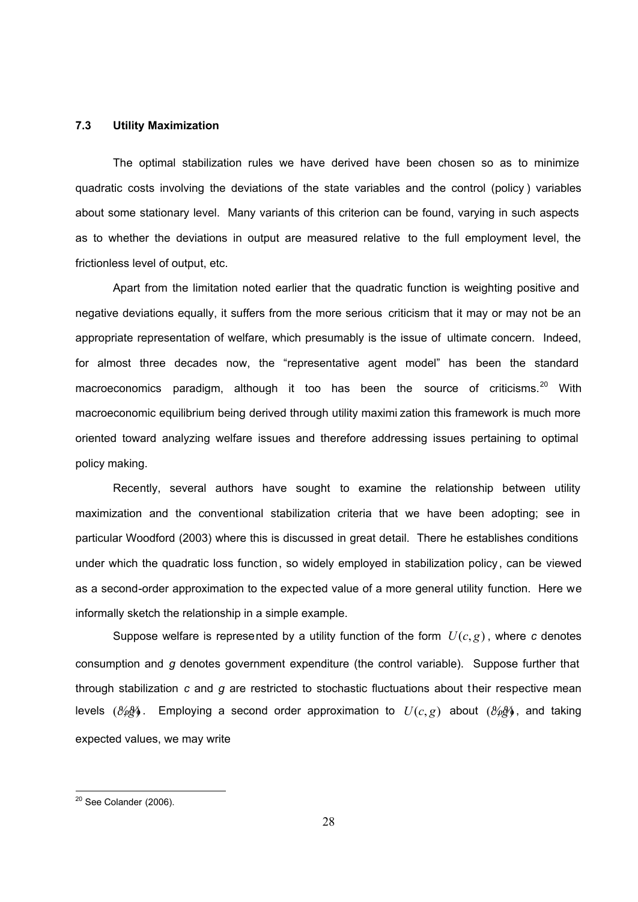### 7.3 Utility Maximization

The optimal stabilization rules we have derived have been chosen so as to minimize quadratic costs involving the deviations of the state variables and the control (policy) variables about some stationary level. Many variants of this criterion can be found, varying in such aspects as to whether the deviations in output are measured relative to the full employment level, the frictionless level of output, etc.

Apart from the limitation noted earlier that the quadratic function is weighting positive and negative deviations equally, it suffers from the more serious criticism that it may or may not be an appropriate representation of welfare, which presumably is the issue of ultimate concern. Indeed, for almost three decades now, the "representative agent model" has been the standard macroeconomics paradigm, although it too has been the source of criticisms.[20] With macroeconomic equilibrium being derived through utility maximization this framework is much more oriented toward analyzing welfare issues and therefore addressing issues pertaining to optimal policy making.

Recently, several authors have sought to examine the relationship between utility maximization and the conventional stabilization criteria that we have been adopting; see in particular Woodford (2003) where this is discussed in great detail. There he establishes conditions under which the quadratic loss function, so widely employed in stabilization policy, can be viewed as a second-order approximation to the expected value of a more general utility function. Here we informally sketch the relationship in a simple example.

Suppose welfare is represented by a utility function of the form $U(c,g)$, where *c* denotes consumption and *g* denotes government expenditure (the control variable). Suppose further that through stabilization *c* and *g* are restricted to stochastic fluctuations about their respective mean levels $(\tilde{c},\tilde{g})$. Employing a second order approximation to $U(c,g)$ about $(\tilde{c},\tilde{g})$, and taking expected values, we may write

[20] See Colander (2006).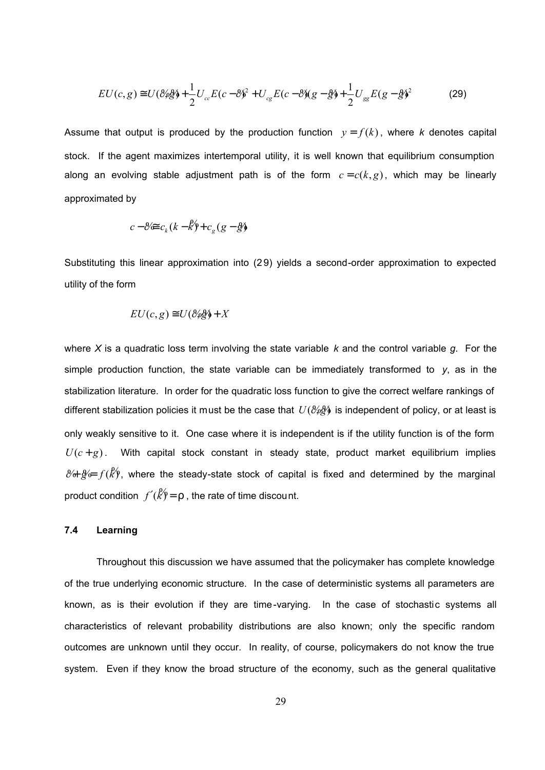$$EU(c,g) \cong U(\tilde{c},\tilde{g}) + \frac{1}{2}U_{cc}E(c-\tilde{c})^2 + U_{cg}E(c-\tilde{c})(g-\tilde{g}) + \frac{1}{2}U_{gg}E(g-\tilde{g})^2 \tag{29}$$

Assume that output is produced by the production function $y = f(k)$, where *k* denotes capital stock. If the agent maximizes intertemporal utility, it is well known that equilibrium consumption along an evolving stable adjustment path is of the form $c = c(k,g)$, which may be linearly approximated by

$$c - \tilde{c} \cong c_k(k - \tilde{k}) + c_g(g - \tilde{g})$$

Substituting this linear approximation into (29) yields a second-order approximation to expected utility of the form

$$EU(c,g) \cong U(\tilde{c},\tilde{g}) + X$$

where *X* is a quadratic loss term involving the state variable *k* and the control variable *g*. For the simple production function, the state variable can be immediately transformed to *y*, as in the stabilization literature. In order for the quadratic loss function to give the correct welfare rankings of different stabilization policies it must be the case that $U(\tilde{c},\tilde{g})$ is independent of policy, or at least is only weakly sensitive to it. One case where it is independent is if the utility function is of the form $U(c+g)$. With capital stock constant in steady state, product market equilibrium implies $\tilde{c} + \tilde{g} = f(\tilde{k})$, where the steady-state stock of capital is fixed and determined by the marginal product condition $f'(\tilde{k}) = \rho$, the rate of time discount.

### 7.4 Learning

Throughout this discussion we have assumed that the policymaker has complete knowledge of the true underlying economic structure. In the case of deterministic systems all parameters are known, as is their evolution if they are time-varying. In the case of stochastic systems all characteristics of relevant probability distributions are also known; only the specific random outcomes are unknown until they occur. In reality, of course, policymakers do not know the true system. Even if they know the broad structure of the economy, such as the general qualitative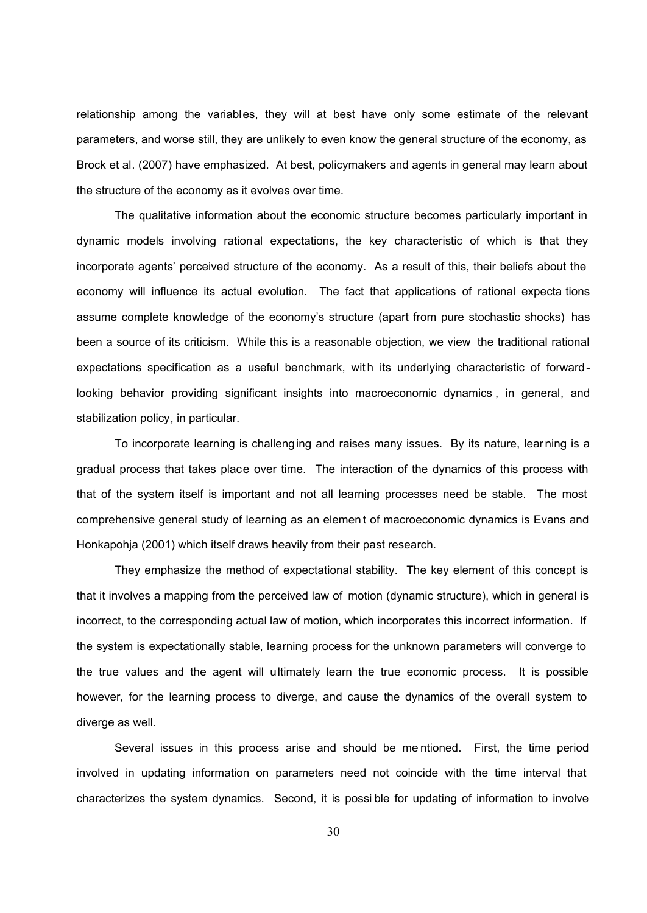relationship among the variables, they will at best have only some estimate of the relevant parameters, and worse still, they are unlikely to even know the general structure of the economy, as Brock et al. (2007) have emphasized. At best, policymakers and agents in general may learn about the structure of the economy as it evolves over time.

The qualitative information about the economic structure becomes particularly important in dynamic models involving rational expectations, the key characteristic of which is that they incorporate agents' perceived structure of the economy. As a result of this, their beliefs about the economy will influence its actual evolution. The fact that applications of rational expectations assume complete knowledge of the economy's structure (apart from pure stochastic shocks) has been a source of its criticism. While this is a reasonable objection, we view the traditional rational expectations specification as a useful benchmark, with its underlying characteristic of forward-looking behavior providing significant insights into macroeconomic dynamics, in general, and stabilization policy, in particular.

To incorporate learning is challenging and raises many issues. By its nature, learning is a gradual process that takes place over time. The interaction of the dynamics of this process with that of the system itself is important and not all learning processes need be stable. The most comprehensive general study of learning as an element of macroeconomic dynamics is Evans and Honkapohja (2001) which itself draws heavily from their past research.

They emphasize the method of expectational stability. The key element of this concept is that it involves a mapping from the perceived law of motion (dynamic structure), which in general is incorrect, to the corresponding actual law of motion, which incorporates this incorrect information. If the system is expectationally stable, learning process for the unknown parameters will converge to the true values and the agent will ultimately learn the true economic process. It is possible however, for the learning process to diverge, and cause the dynamics of the overall system to diverge as well.

Several issues in this process arise and should be mentioned. First, the time period involved in updating information on parameters need not coincide with the time interval that characterizes the system dynamics. Second, it is possible for updating of information to involve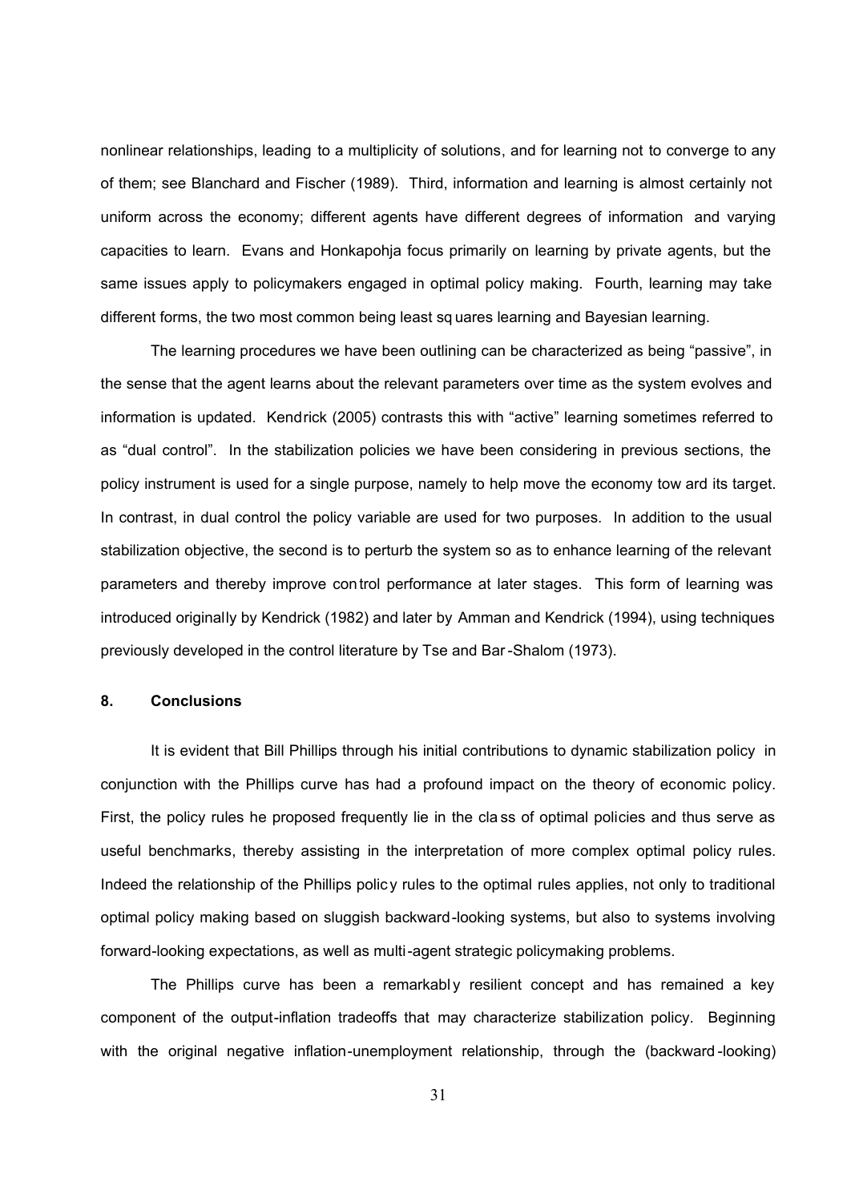nonlinear relationships, leading to a multiplicity of solutions, and for learning not to converge to any of them; see Blanchard and Fischer (1989). Third, information and learning is almost certainly not uniform across the economy; different agents have different degrees of information and varying capacities to learn. Evans and Honkapohja focus primarily on learning by private agents, but the same issues apply to policymakers engaged in optimal policy making. Fourth, learning may take different forms, the two most common being least squares learning and Bayesian learning.

The learning procedures we have been outlining can be characterized as being "passive", in the sense that the agent learns about the relevant parameters over time as the system evolves and information is updated. Kendrick (2005) contrasts this with "active" learning sometimes referred to as "dual control". In the stabilization policies we have been considering in previous sections, the policy instrument is used for a single purpose, namely to help move the economy toward its target. In contrast, in dual control the policy variable are used for two purposes. In addition to the usual stabilization objective, the second is to perturb the system so as to enhance learning of the relevant parameters and thereby improve control performance at later stages. This form of learning was introduced originally by Kendrick (1982) and later by Amman and Kendrick (1994), using techniques previously developed in the control literature by Tse and Bar-Shalom (1973).

## 8. Conclusions

It is evident that Bill Phillips through his initial contributions to dynamic stabilization policy in conjunction with the Phillips curve has had a profound impact on the theory of economic policy. First, the policy rules he proposed frequently lie in the class of optimal policies and thus serve as useful benchmarks, thereby assisting in the interpretation of more complex optimal policy rules. Indeed the relationship of the Phillips policy rules to the optimal rules applies, not only to traditional optimal policy making based on sluggish backward-looking systems, but also to systems involving forward-looking expectations, as well as multi-agent strategic policymaking problems.

The Phillips curve has been a remarkably resilient concept and has remained a key component of the output-inflation tradeoffs that may characterize stabilization policy. Beginning with the original negative inflation-unemployment relationship, through the (backward-looking)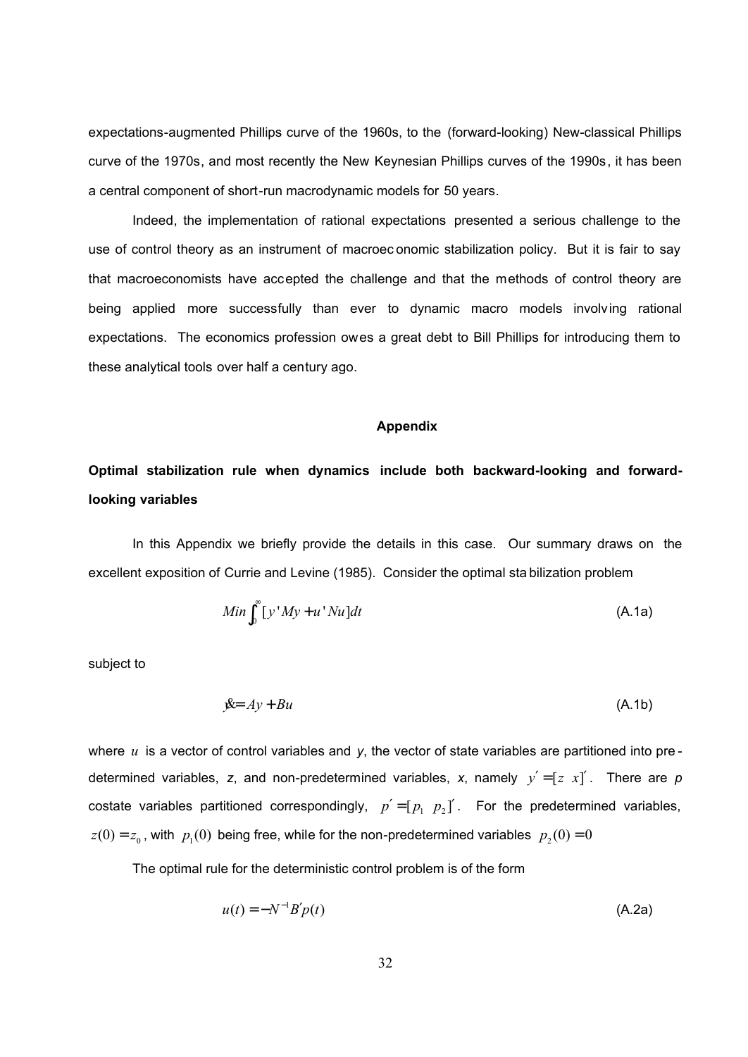expectations-augmented Phillips curve of the 1960s, to the (forward-looking) New-classical Phillips curve of the 1970s, and most recently the New Keynesian Phillips curves of the 1990s, it has been a central component of short-run macrodynamic models for 50 years.

Indeed, the implementation of rational expectations presented a serious challenge to the use of control theory as an instrument of macroeconomic stabilization policy. But it is fair to say that macroeconomists have accepted the challenge and that the methods of control theory are being applied more successfully than ever to dynamic macro models involving rational expectations. The economics profession owes a great debt to Bill Phillips for introducing them to these analytical tools over half a century ago.

## Appendix

### Optimal stabilization rule when dynamics include both backward-looking and forward-looking variables

In this Appendix we briefly provide the details in this case. Our summary draws on the excellent exposition of Currie and Levine (1985). Consider the optimal stabilization problem

$$Min \int_0^{\infty} [y'My + u'Nu]dt \tag{A.1a}$$

subject to

$$\dot{y} = Ay + Bu \tag{A.1b}$$

where $u$ is a vector of control variables and $y$, the vector of state variables are partitioned into pre-determined variables, $z$, and non-predetermined variables, $x$, namely $y' = [z \;\; x]'$. There are $p$ costate variables partitioned correspondingly, $p' = [p_1 \;\; p_2]'$. For the predetermined variables, $z(0) = z_0$, with $p_1(0)$ being free, while for the non-predetermined variables $p_2(0) = 0$

The optimal rule for the deterministic control problem is of the form

$$u(t) = -N^{-1}B'p(t) \tag{A.2a}$$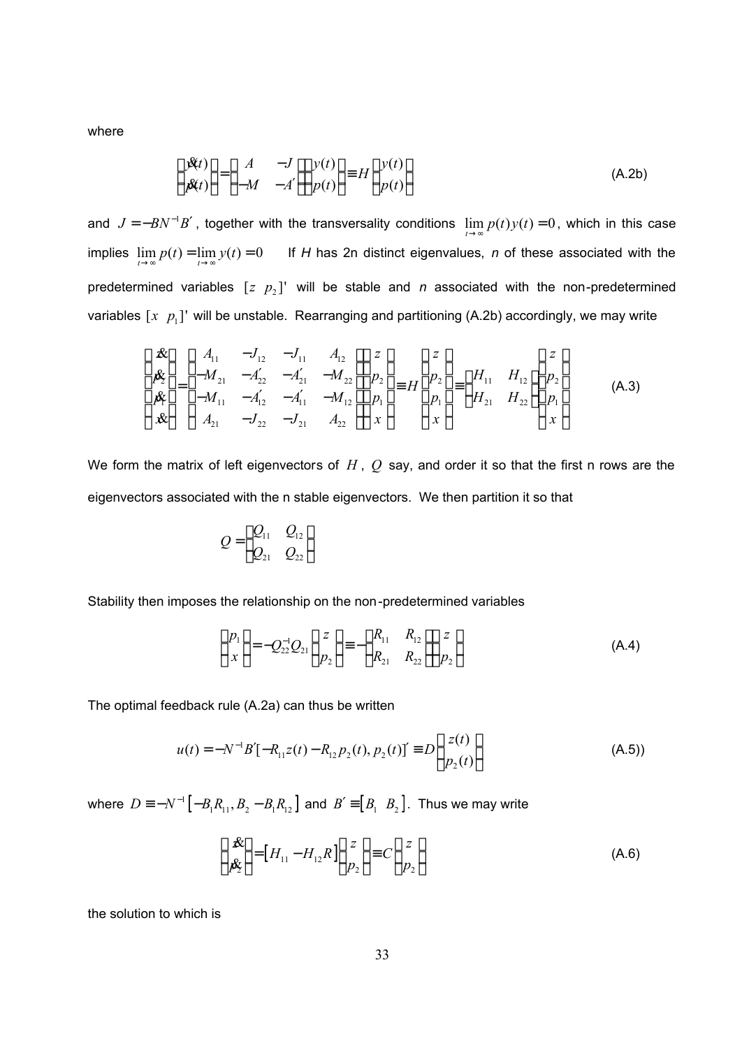where

$$\begin{bmatrix} \dot{y}(t) \\ \dot{p}(t) \end{bmatrix} = \begin{bmatrix} A & -J \\ -M & -A' \end{bmatrix} \begin{bmatrix} y(t) \\ p(t) \end{bmatrix} \equiv H \begin{bmatrix} y(t) \\ p(t) \end{bmatrix} \tag{A.2b}$$

and $J = -BN^{-1}B'$, together with the transversality conditions $\lim_{t \to \infty} p(t)y(t) = 0$, which in this case implies $\lim_{t \to \infty} p(t) = \lim_{t \to \infty} y(t) = 0$ If $H$ has 2n distinct eigenvalues, $n$ of these associated with the predetermined variables $[z \;\; p_2]'$ will be stable and $n$ associated with the non-predetermined variables $[x \;\; p_1]'$ will be unstable. Rearranging and partitioning (A.2b) accordingly, we may write

$$\begin{bmatrix} \dot{z} \\ \dot{p}_2 \\ \dot{p}_1 \\ \dot{x} \end{bmatrix} = \begin{bmatrix} A_{11} & -J_{12} & -J_{11} & A_{12} \\ -M_{21} & -A'_{22} & -A'_{21} & -M_{22} \\ -M_{11} & -A'_{12} & -A'_{11} & -M_{12} \\ A_{21} & -J_{22} & -J_{21} & A_{22} \end{bmatrix} \begin{bmatrix} z \\ p_2 \\ p_1 \\ x \end{bmatrix} \equiv H \begin{bmatrix} z \\ p_2 \\ p_1 \\ x \end{bmatrix} \equiv \begin{bmatrix} H_{11} & H_{12} \\ H_{21} & H_{22} \end{bmatrix} \begin{bmatrix} z \\ p_2 \\ p_1 \\ x \end{bmatrix} \tag{A.3}$$

We form the matrix of left eigenvectors of $H$, $Q$ say, and order it so that the first n rows are the eigenvectors associated with the n stable eigenvectors. We then partition it so that

$$Q = \begin{bmatrix} Q_{11} & Q_{12} \\ Q_{21} & Q_{22} \end{bmatrix}$$

Stability then imposes the relationship on the non-predetermined variables

$$\begin{bmatrix} p_1 \\ x \end{bmatrix} = -Q_{22}^{-1}Q_{21} \begin{bmatrix} z \\ p_2 \end{bmatrix} \equiv -\begin{bmatrix} R_{11} & R_{12} \\ R_{21} & R_{22} \end{bmatrix} \begin{bmatrix} z \\ p_2 \end{bmatrix} \tag{A.4}$$

The optimal feedback rule (A.2a) can thus be written

$$u(t) = -N^{-1}B'[-R_{11}z(t) - R_{12}p_2(t), p_2(t)]' \equiv D \begin{bmatrix} z(t) \\ p_2(t) \end{bmatrix} \tag{A.5)}$$

where $D \equiv -N^{-1}\left[-B_1R_{11}, B_2 - B_1R_{12}\right]$ and $B' \equiv \left[B_1 \;\; B_2\right]$. Thus we may write

$$\begin{bmatrix} \dot{z} \\ \dot{p}_2 \end{bmatrix} = \left[H_{11} - H_{12}R\right] \begin{bmatrix} z \\ p_2 \end{bmatrix} \equiv C \begin{bmatrix} z \\ p_2 \end{bmatrix} \tag{A.6}$$

the solution to which is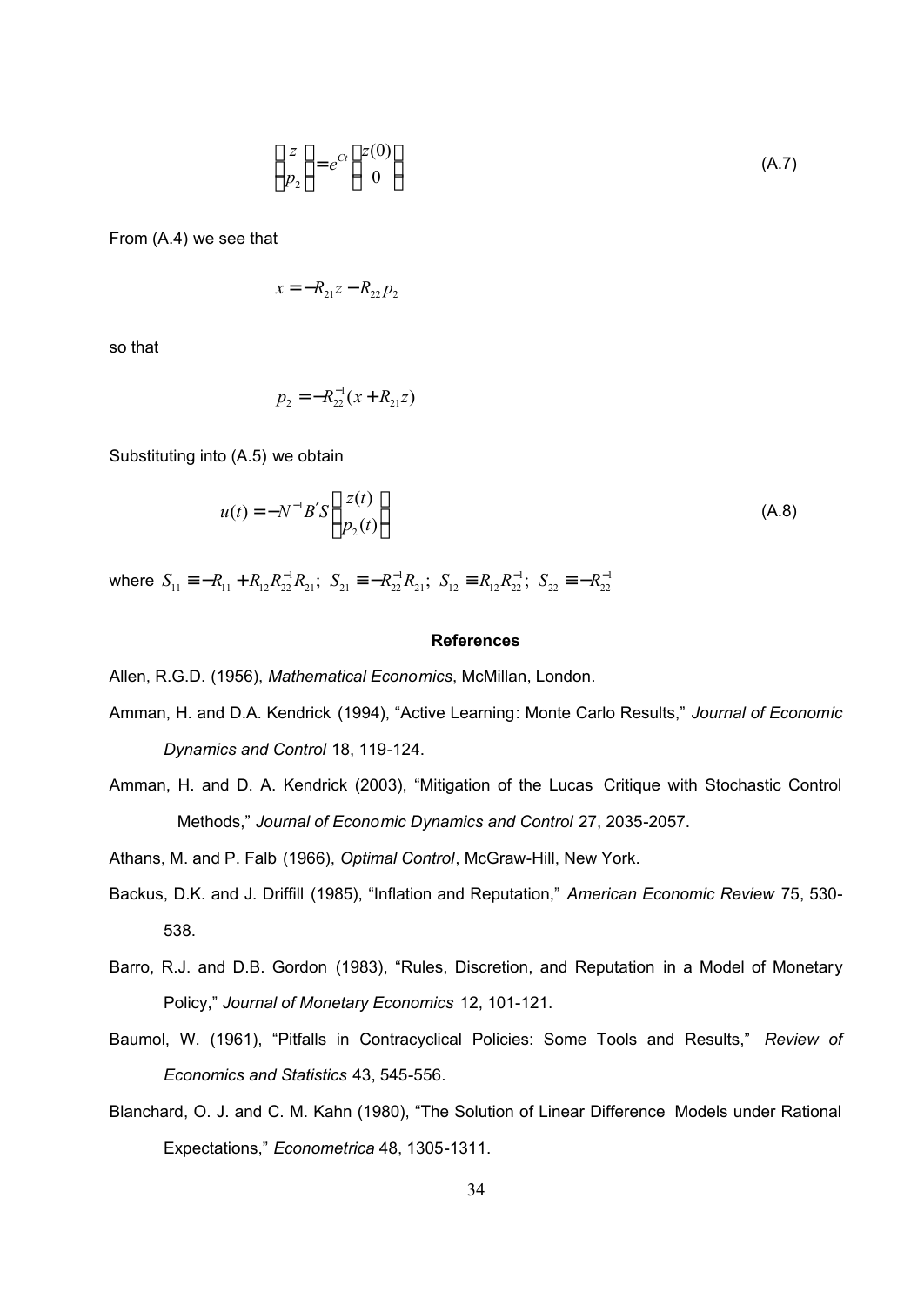$$\begin{pmatrix} z \\ p_2 \end{pmatrix} = e^{Ct} \begin{pmatrix} z(0) \\ 0 \end{pmatrix} \tag{A.7}$$

From (A.4) we see that

$$x = -R_{21}z - R_{22}p_2$$

so that

$$p_2 = -R_{22}^{-1}(x + R_{21}z)$$

Substituting into (A.5) we obtain

$$u(t) = -N^{-1}B'S\begin{pmatrix} z(t) \\ p_2(t) \end{pmatrix} \tag{A.8}$$

where $S_{11} \equiv -R_{11} + R_{12}R_{22}^{-1}R_{21};\ S_{21} \equiv -R_{22}^{-1}R_{21};\ S_{12} \equiv R_{12}R_{22}^{-1};\ S_{22} \equiv -R_{22}^{-1}$

## References

Allen, R.G.D. (1956), *Mathematical Economics*, McMillan, London.

Amman, H. and D.A. Kendrick (1994), "Active Learning: Monte Carlo Results," *Journal of Economic Dynamics and Control* 18, 119-124.

Amman, H. and D. A. Kendrick (2003), "Mitigation of the Lucas Critique with Stochastic Control Methods," *Journal of Economic Dynamics and Control* 27, 2035-2057.

Athans, M. and P. Falb (1966), *Optimal Control*, McGraw-Hill, New York.

Backus, D.K. and J. Driffill (1985), "Inflation and Reputation," *American Economic Review* 75, 530-538.

Barro, R.J. and D.B. Gordon (1983), "Rules, Discretion, and Reputation in a Model of Monetary Policy," *Journal of Monetary Economics* 12, 101-121.

Baumol, W. (1961), "Pitfalls in Contracyclical Policies: Some Tools and Results," *Review of Economics and Statistics* 43, 545-556.

Blanchard, O. J. and C. M. Kahn (1980), "The Solution of Linear Difference Models under Rational Expectations," *Econometrica* 48, 1305-1311.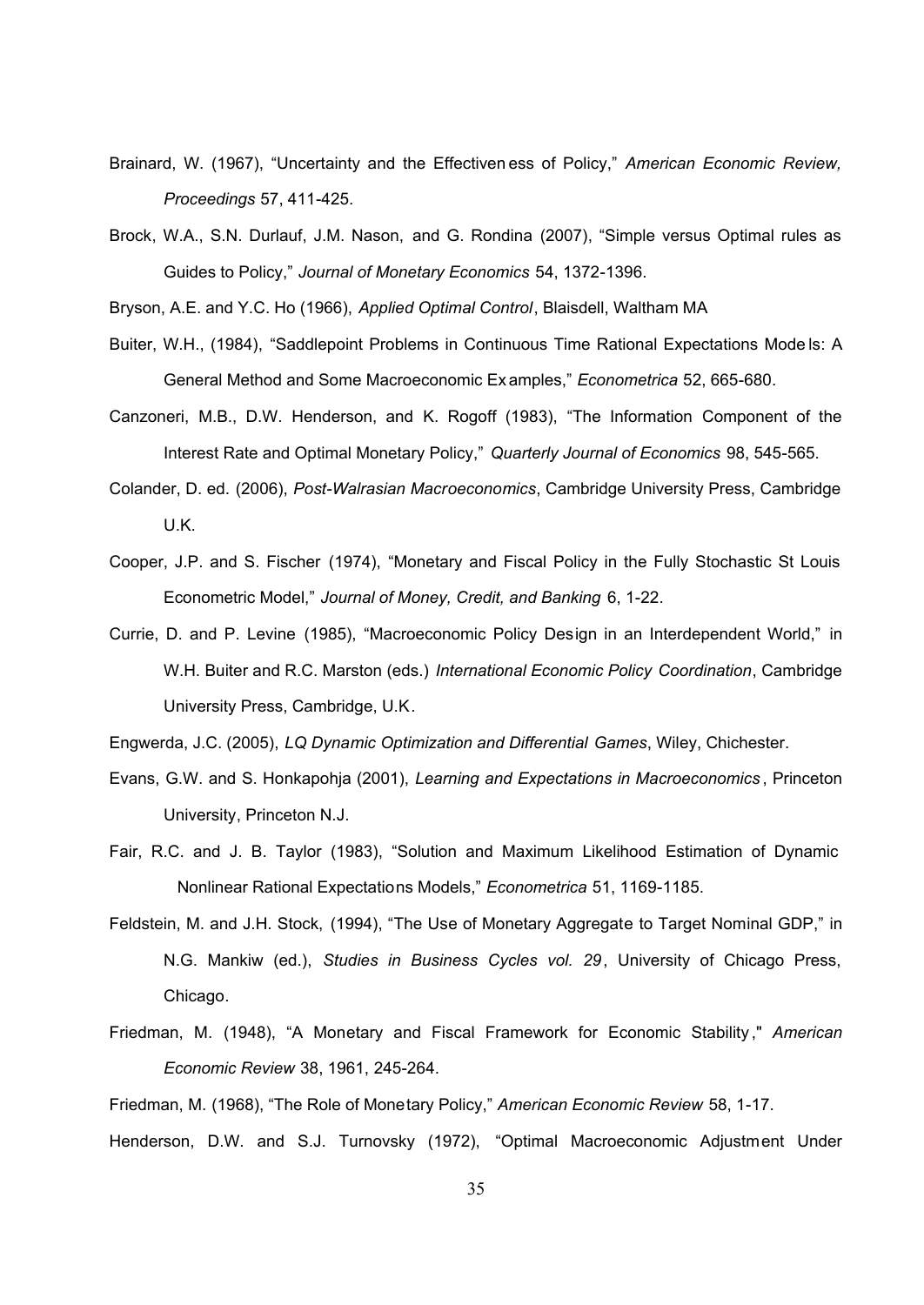Brainard, W. (1967), "Uncertainty and the Effectiveness of Policy," *American Economic Review, Proceedings* 57, 411-425.

Brock, W.A., S.N. Durlauf, J.M. Nason, and G. Rondina (2007), "Simple versus Optimal rules as Guides to Policy," *Journal of Monetary Economics* 54, 1372-1396.

Bryson, A.E. and Y.C. Ho (1966), *Applied Optimal Control*, Blaisdell, Waltham MA

Buiter, W.H., (1984), "Saddlepoint Problems in Continuous Time Rational Expectations Models: A General Method and Some Macroeconomic Examples," *Econometrica* 52, 665-680.

Canzoneri, M.B., D.W. Henderson, and K. Rogoff (1983), "The Information Component of the Interest Rate and Optimal Monetary Policy," *Quarterly Journal of Economics* 98, 545-565.

Colander, D. ed. (2006), *Post-Walrasian Macroeconomics*, Cambridge University Press, Cambridge U.K.

Cooper, J.P. and S. Fischer (1974), "Monetary and Fiscal Policy in the Fully Stochastic St Louis Econometric Model," *Journal of Money, Credit, and Banking* 6, 1-22.

Currie, D. and P. Levine (1985), "Macroeconomic Policy Design in an Interdependent World," in W.H. Buiter and R.C. Marston (eds.) *International Economic Policy Coordination*, Cambridge University Press, Cambridge, U.K.

Engwerda, J.C. (2005), *LQ Dynamic Optimization and Differential Games*, Wiley, Chichester.

Evans, G.W. and S. Honkapohja (2001), *Learning and Expectations in Macroeconomics*, Princeton University, Princeton N.J.

Fair, R.C. and J. B. Taylor (1983), "Solution and Maximum Likelihood Estimation of Dynamic Nonlinear Rational Expectations Models," *Econometrica* 51, 1169-1185.

Feldstein, M. and J.H. Stock, (1994), "The Use of Monetary Aggregate to Target Nominal GDP," in N.G. Mankiw (ed.), *Studies in Business Cycles vol. 29*, University of Chicago Press, Chicago.

Friedman, M. (1948), "A Monetary and Fiscal Framework for Economic Stability," *American Economic Review* 38, 1961, 245-264.

Friedman, M. (1968), "The Role of Monetary Policy," *American Economic Review* 58, 1-17.

Henderson, D.W. and S.J. Turnovsky (1972), "Optimal Macroeconomic Adjustment Under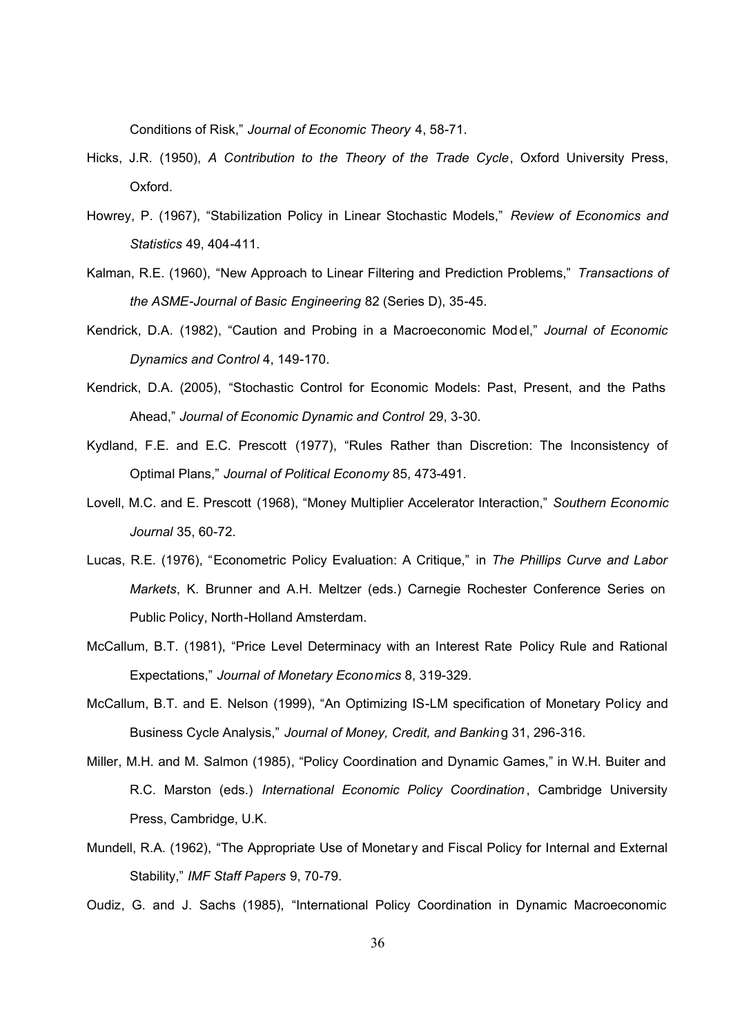Conditions of Risk," *Journal of Economic Theory* 4, 58-71.

Hicks, J.R. (1950), *A Contribution to the Theory of the Trade Cycle*, Oxford University Press, Oxford.

Howrey, P. (1967), "Stabilization Policy in Linear Stochastic Models," *Review of Economics and Statistics* 49, 404-411.

Kalman, R.E. (1960), "New Approach to Linear Filtering and Prediction Problems," *Transactions of the ASME-Journal of Basic Engineering* 82 (Series D), 35-45.

Kendrick, D.A. (1982), "Caution and Probing in a Macroeconomic Model," *Journal of Economic Dynamics and Control* 4, 149-170.

Kendrick, D.A. (2005), "Stochastic Control for Economic Models: Past, Present, and the Paths Ahead," *Journal of Economic Dynamic and Control* 29, 3-30.

Kydland, F.E. and E.C. Prescott (1977), "Rules Rather than Discretion: The Inconsistency of Optimal Plans," *Journal of Political Economy* 85, 473-491.

Lovell, M.C. and E. Prescott (1968), "Money Multiplier Accelerator Interaction," *Southern Economic Journal* 35, 60-72.

Lucas, R.E. (1976), "Econometric Policy Evaluation: A Critique," in *The Phillips Curve and Labor Markets*, K. Brunner and A.H. Meltzer (eds.) Carnegie Rochester Conference Series on Public Policy, North-Holland Amsterdam.

McCallum, B.T. (1981), "Price Level Determinacy with an Interest Rate Policy Rule and Rational Expectations," *Journal of Monetary Economics* 8, 319-329.

McCallum, B.T. and E. Nelson (1999), "An Optimizing IS-LM specification of Monetary Policy and Business Cycle Analysis," *Journal of Money, Credit, and Banking* 31, 296-316.

Miller, M.H. and M. Salmon (1985), "Policy Coordination and Dynamic Games," in W.H. Buiter and R.C. Marston (eds.) *International Economic Policy Coordination*, Cambridge University Press, Cambridge, U.K.

Mundell, R.A. (1962), "The Appropriate Use of Monetary and Fiscal Policy for Internal and External Stability," *IMF Staff Papers* 9, 70-79.

Oudiz, G. and J. Sachs (1985), "International Policy Coordination in Dynamic Macroeconomic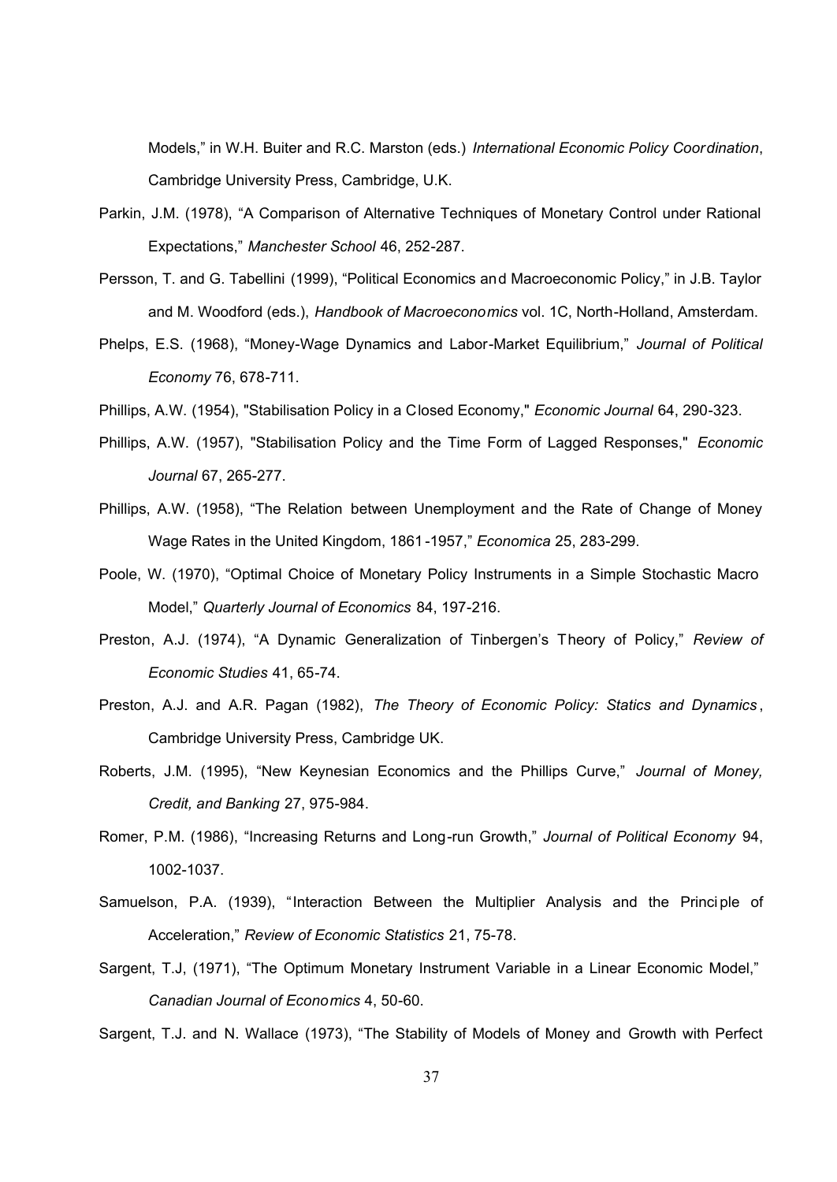Models," in W.H. Buiter and R.C. Marston (eds.) *International Economic Policy Coordination*, Cambridge University Press, Cambridge, U.K.

Parkin, J.M. (1978), "A Comparison of Alternative Techniques of Monetary Control under Rational Expectations," *Manchester School* 46, 252-287.

Persson, T. and G. Tabellini (1999), "Political Economics and Macroeconomic Policy," in J.B. Taylor and M. Woodford (eds.), *Handbook of Macroeconomics* vol. 1C, North-Holland, Amsterdam.

Phelps, E.S. (1968), "Money-Wage Dynamics and Labor-Market Equilibrium," *Journal of Political Economy* 76, 678-711.

Phillips, A.W. (1954), "Stabilisation Policy in a Closed Economy," *Economic Journal* 64, 290-323.

Phillips, A.W. (1957), "Stabilisation Policy and the Time Form of Lagged Responses," *Economic Journal* 67, 265-277.

Phillips, A.W. (1958), "The Relation between Unemployment and the Rate of Change of Money Wage Rates in the United Kingdom, 1861-1957," *Economica* 25, 283-299.

Poole, W. (1970), "Optimal Choice of Monetary Policy Instruments in a Simple Stochastic Macro Model," *Quarterly Journal of Economics* 84, 197-216.

Preston, A.J. (1974), "A Dynamic Generalization of Tinbergen's Theory of Policy," *Review of Economic Studies* 41, 65-74.

Preston, A.J. and A.R. Pagan (1982), *The Theory of Economic Policy: Statics and Dynamics*, Cambridge University Press, Cambridge UK.

Roberts, J.M. (1995), "New Keynesian Economics and the Phillips Curve," *Journal of Money, Credit, and Banking* 27, 975-984.

Romer, P.M. (1986), "Increasing Returns and Long-run Growth," *Journal of Political Economy* 94, 1002-1037.

Samuelson, P.A. (1939), "Interaction Between the Multiplier Analysis and the Principle of Acceleration," *Review of Economic Statistics* 21, 75-78.

Sargent, T.J, (1971), "The Optimum Monetary Instrument Variable in a Linear Economic Model," *Canadian Journal of Economics* 4, 50-60.

Sargent, T.J. and N. Wallace (1973), "The Stability of Models of Money and Growth with Perfect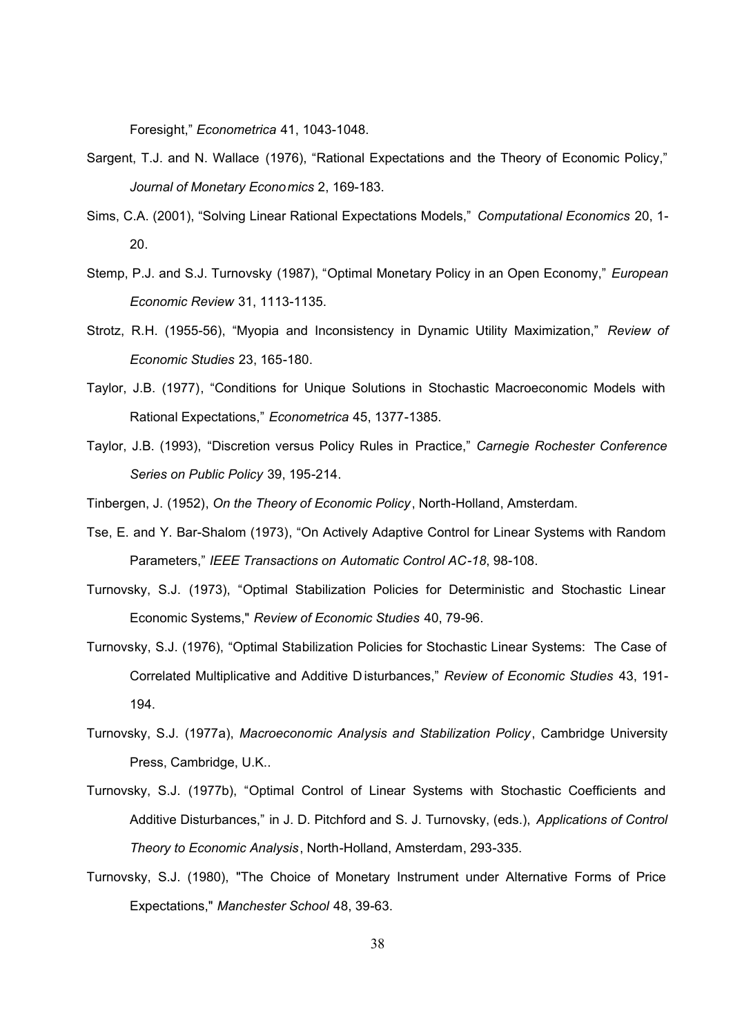Foresight," *Econometrica* 41, 1043-1048.

Sargent, T.J. and N. Wallace (1976), "Rational Expectations and the Theory of Economic Policy," *Journal of Monetary Economics* 2, 169-183.

Sims, C.A. (2001), "Solving Linear Rational Expectations Models," *Computational Economics* 20, 1-20.

Stemp, P.J. and S.J. Turnovsky (1987), "Optimal Monetary Policy in an Open Economy," *European Economic Review* 31, 1113-1135.

Strotz, R.H. (1955-56), "Myopia and Inconsistency in Dynamic Utility Maximization," *Review of Economic Studies* 23, 165-180.

Taylor, J.B. (1977), "Conditions for Unique Solutions in Stochastic Macroeconomic Models with Rational Expectations," *Econometrica* 45, 1377-1385.

Taylor, J.B. (1993), "Discretion versus Policy Rules in Practice," *Carnegie Rochester Conference Series on Public Policy* 39, 195-214.

Tinbergen, J. (1952), *On the Theory of Economic Policy*, North-Holland, Amsterdam.

Tse, E. and Y. Bar-Shalom (1973), "On Actively Adaptive Control for Linear Systems with Random Parameters," *IEEE Transactions on Automatic Control AC-18*, 98-108.

Turnovsky, S.J. (1973), "Optimal Stabilization Policies for Deterministic and Stochastic Linear Economic Systems," *Review of Economic Studies* 40, 79-96.

Turnovsky, S.J. (1976), "Optimal Stabilization Policies for Stochastic Linear Systems: The Case of Correlated Multiplicative and Additive Disturbances," *Review of Economic Studies* 43, 191-194.

Turnovsky, S.J. (1977a), *Macroeconomic Analysis and Stabilization Policy*, Cambridge University Press, Cambridge, U.K..

Turnovsky, S.J. (1977b), "Optimal Control of Linear Systems with Stochastic Coefficients and Additive Disturbances," in J. D. Pitchford and S. J. Turnovsky, (eds.), *Applications of Control Theory to Economic Analysis*, North-Holland, Amsterdam, 293-335.

Turnovsky, S.J. (1980), "The Choice of Monetary Instrument under Alternative Forms of Price Expectations," *Manchester School* 48, 39-63.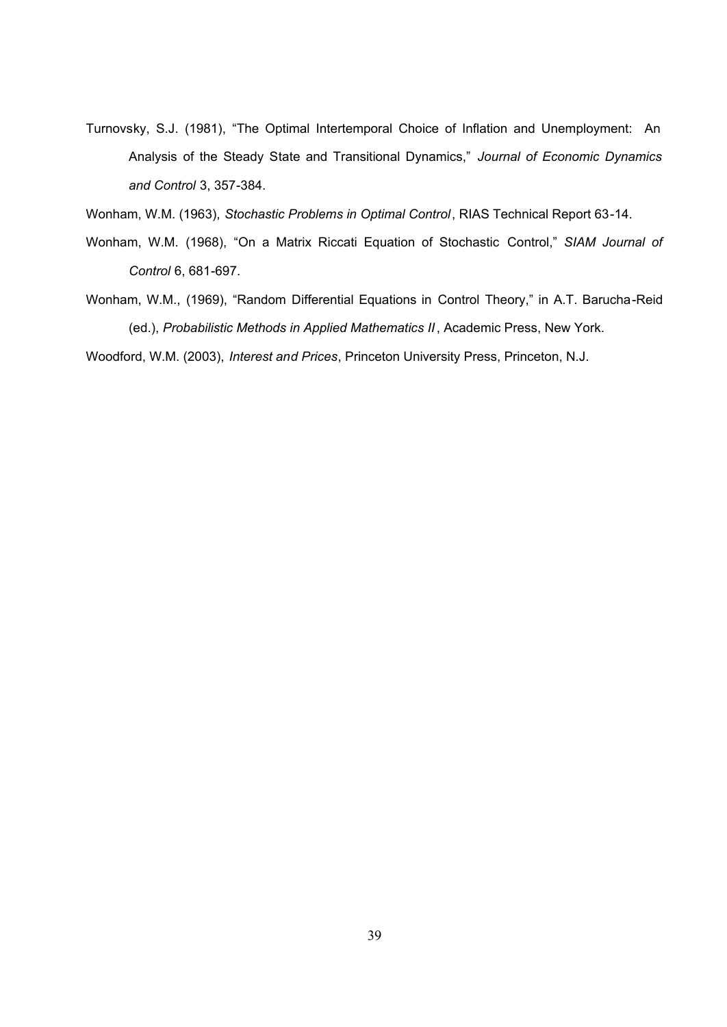Turnovsky, S.J. (1981), "The Optimal Intertemporal Choice of Inflation and Unemployment: An Analysis of the Steady State and Transitional Dynamics," *Journal of Economic Dynamics and Control* 3, 357-384.

Wonham, W.M. (1963), *Stochastic Problems in Optimal Control*, RIAS Technical Report 63-14.

Wonham, W.M. (1968), "On a Matrix Riccati Equation of Stochastic Control," *SIAM Journal of Control* 6, 681-697.

Wonham, W.M., (1969), "Random Differential Equations in Control Theory," in A.T. Barucha-Reid (ed.), *Probabilistic Methods in Applied Mathematics II*, Academic Press, New York.

Woodford, W.M. (2003), *Interest and Prices*, Princeton University Press, Princeton, N.J.